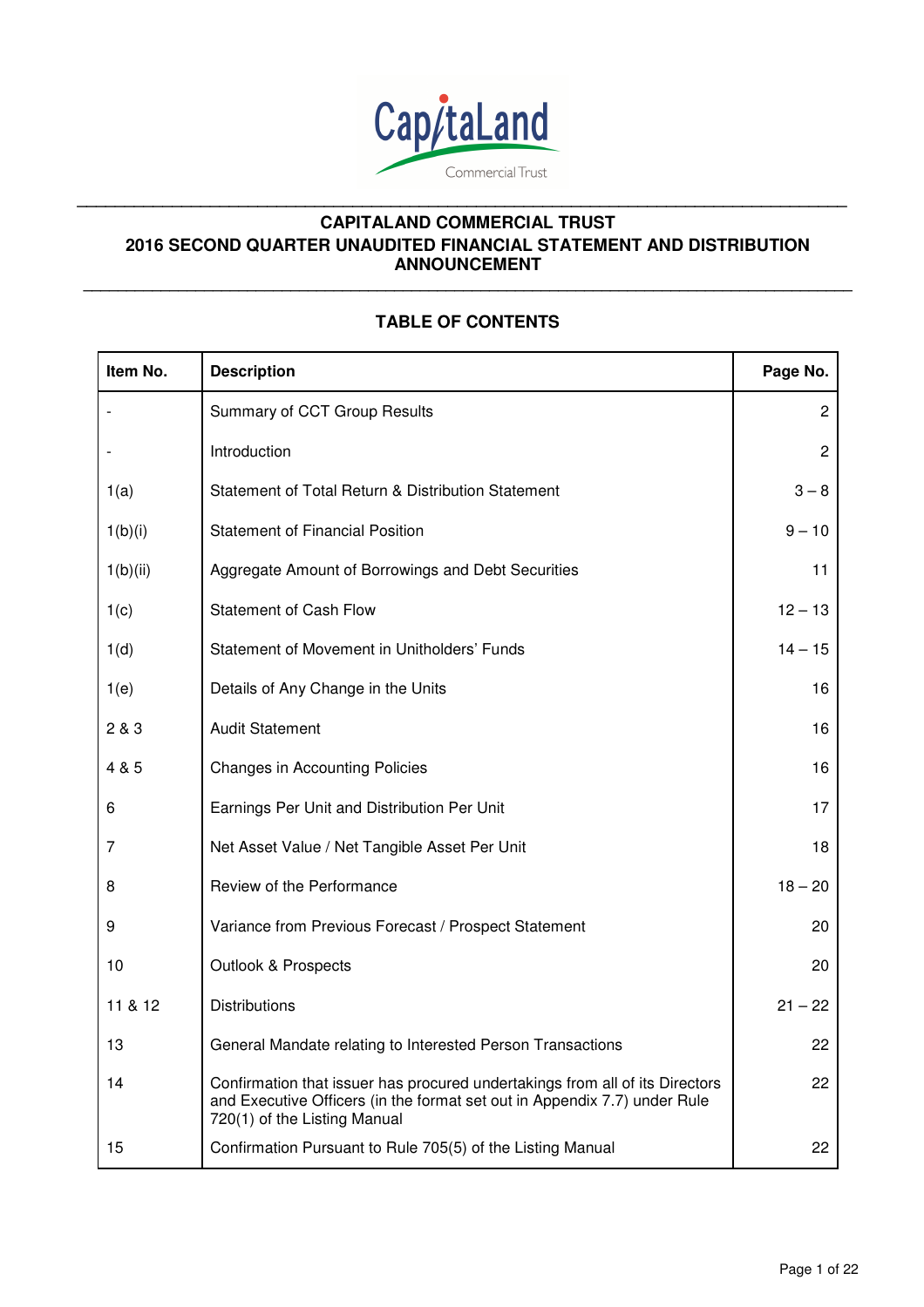# CAPITALAND COMMERCIAL TRUST

## 2016 SECOND QUARTER UNAUDITED FINANCIAL STATEMENT AND DISTRIBUTION ANNOUNCEMENT

### TABLE OF CONTENTS

| Item No. | Description | Page No. |
|---|---|---|
| - | Summary of CCT Group Results | 2 |
| - | Introduction | 2 |
| 1(a) | Statement of Total Return & Distribution Statement | 3 – 8 |
| 1(b)(i) | Statement of Financial Position | 9 – 10 |
| 1(b)(ii) | Aggregate Amount of Borrowings and Debt Securities | 11 |
| 1(c) | Statement of Cash Flow | 12 – 13 |
| 1(d) | Statement of Movement in Unitholders' Funds | 14 – 15 |
| 1(e) | Details of Any Change in the Units | 16 |
| 2 & 3 | Audit Statement | 16 |
| 4 & 5 | Changes in Accounting Policies | 16 |
| 6 | Earnings Per Unit and Distribution Per Unit | 17 |
| 7 | Net Asset Value / Net Tangible Asset Per Unit | 18 |
| 8 | Review of the Performance | 18 – 20 |
| 9 | Variance from Previous Forecast / Prospect Statement | 20 |
| 10 | Outlook & Prospects | 20 |
| 11 & 12 | Distributions | 21 – 22 |
| 13 | General Mandate relating to Interested Person Transactions | 22 |
| 14 | Confirmation that issuer has procured undertakings from all of its Directors and Executive Officers (in the format set out in Appendix 7.7) under Rule 720(1) of the Listing Manual | 22 |
| 15 | Confirmation Pursuant to Rule 705(5) of the Listing Manual | 22 |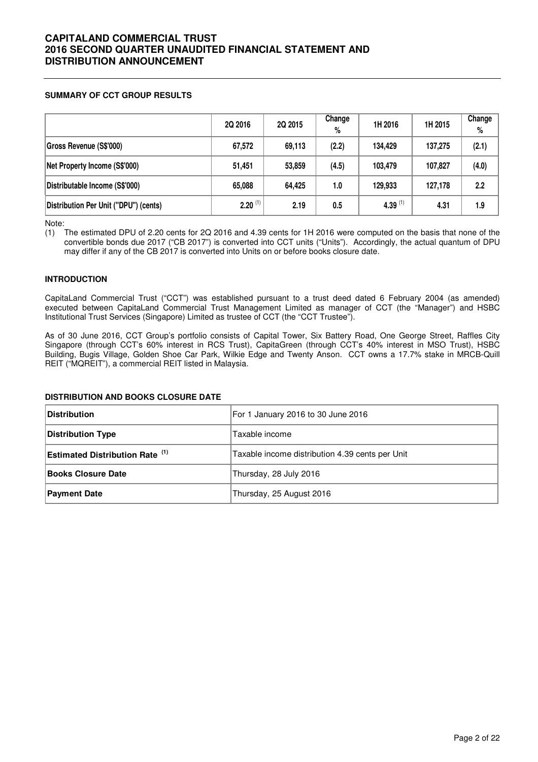# CAPITALAND COMMERCIAL TRUST
# 2016 SECOND QUARTER UNAUDITED FINANCIAL STATEMENT AND DISTRIBUTION ANNOUNCEMENT

### SUMMARY OF CCT GROUP RESULTS

| | 2Q 2016 | 2Q 2015 | Change % | 1H 2016 | 1H 2015 | Change % |
|---|---|---|---|---|---|---|
| Gross Revenue (S$'000) | 67,572 | 69,113 | (2.2) | 134,429 | 137,275 | (2.1) |
| Net Property Income (S$'000) | 51,451 | 53,859 | (4.5) | 103,479 | 107,827 | (4.0) |
| Distributable Income (S$'000) | 65,088 | 64,425 | 1.0 | 129,933 | 127,178 | 2.2 |
| Distribution Per Unit ("DPU") (cents) | 2.20 [1] | 2.19 | 0.5 | 4.39 [1] | 4.31 | 1.9 |

Note:

(1) The estimated DPU of 2.20 cents for 2Q 2016 and 4.39 cents for 1H 2016 were computed on the basis that none of the convertible bonds due 2017 ("CB 2017") is converted into CCT units ("Units"). Accordingly, the actual quantum of DPU may differ if any of the CB 2017 is converted into Units on or before books closure date.

### INTRODUCTION

CapitaLand Commercial Trust ("CCT") was established pursuant to a trust deed dated 6 February 2004 (as amended) executed between CapitaLand Commercial Trust Management Limited as manager of CCT (the "Manager") and HSBC Institutional Trust Services (Singapore) Limited as trustee of CCT (the "CCT Trustee").

As of 30 June 2016, CCT Group's portfolio consists of Capital Tower, Six Battery Road, One George Street, Raffles City Singapore (through CCT's 60% interest in RCS Trust), CapitaGreen (through CCT's 40% interest in MSO Trust), HSBC Building, Bugis Village, Golden Shoe Car Park, Wilkie Edge and Twenty Anson. CCT owns a 17.7% stake in MRCB-Quill REIT ("MQREIT"), a commercial REIT listed in Malaysia.

### DISTRIBUTION AND BOOKS CLOSURE DATE

| | |
|---|---|
| **Distribution** | For 1 January 2016 to 30 June 2016 |
| **Distribution Type** | Taxable income |
| **Estimated Distribution Rate [1]** | Taxable income distribution 4.39 cents per Unit |
| **Books Closure Date** | Thursday, 28 July 2016 |
| **Payment Date** | Thursday, 25 August 2016 |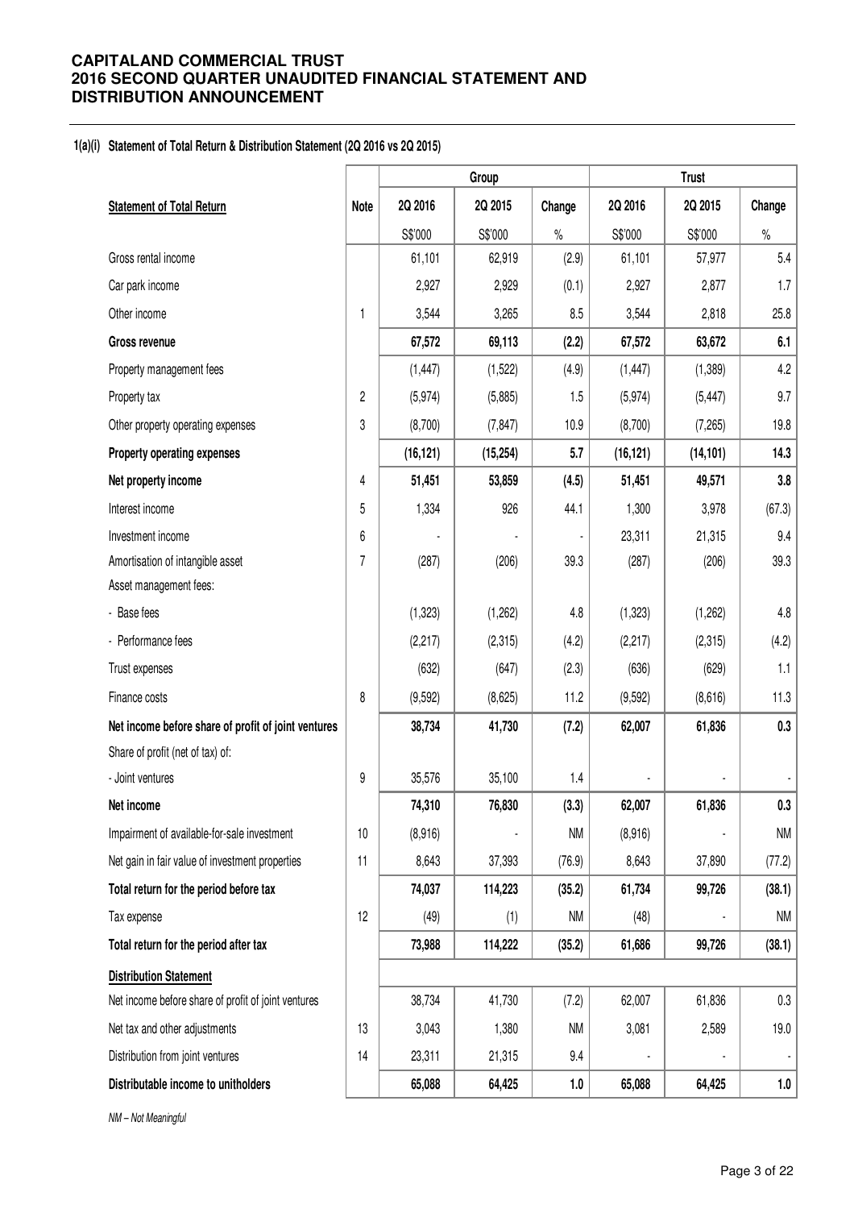**CAPITALAND COMMERCIAL TRUST**
**2016 SECOND QUARTER UNAUDITED FINANCIAL STATEMENT AND DISTRIBUTION ANNOUNCEMENT**

**1(a)(i) Statement of Total Return & Distribution Statement (2Q 2016 vs 2Q 2015)**

| | | Group | | | Trust | | |
|---|---|---|---|---|---|---|---|
| **Statement of Total Return** | **Note** | **2Q 2016** | **2Q 2015** | **Change** | **2Q 2016** | **2Q 2015** | **Change** |
| | | S$'000 | S$'000 | % | S$'000 | S$'000 | % |
| Gross rental income | | 61,101 | 62,919 | (2.9) | 61,101 | 57,977 | 5.4 |
| Car park income | | 2,927 | 2,929 | (0.1) | 2,927 | 2,877 | 1.7 |
| Other income | 1 | 3,544 | 3,265 | 8.5 | 3,544 | 2,818 | 25.8 |
| **Gross revenue** | | **67,572** | **69,113** | **(2.2)** | **67,572** | **63,672** | **6.1** |
| Property management fees | | (1,447) | (1,522) | (4.9) | (1,447) | (1,389) | 4.2 |
| Property tax | 2 | (5,974) | (5,885) | 1.5 | (5,974) | (5,447) | 9.7 |
| Other property operating expenses | 3 | (8,700) | (7,847) | 10.9 | (8,700) | (7,265) | 19.8 |
| **Property operating expenses** | | **(16,121)** | **(15,254)** | **5.7** | **(16,121)** | **(14,101)** | **14.3** |
| **Net property income** | 4 | **51,451** | **53,859** | **(4.5)** | **51,451** | **49,571** | **3.8** |
| Interest income | 5 | 1,334 | 926 | 44.1 | 1,300 | 3,978 | (67.3) |
| Investment income | 6 | - | - | - | 23,311 | 21,315 | 9.4 |
| Amortisation of intangible asset | 7 | (287) | (206) | 39.3 | (287) | (206) | 39.3 |
| Asset management fees: | | | | | | | |
| - Base fees | | (1,323) | (1,262) | 4.8 | (1,323) | (1,262) | 4.8 |
| - Performance fees | | (2,217) | (2,315) | (4.2) | (2,217) | (2,315) | (4.2) |
| Trust expenses | | (632) | (647) | (2.3) | (636) | (629) | 1.1 |
| Finance costs | 8 | (9,592) | (8,625) | 11.2 | (9,592) | (8,616) | 11.3 |
| **Net income before share of profit of joint ventures** | | **38,734** | **41,730** | **(7.2)** | **62,007** | **61,836** | **0.3** |
| Share of profit (net of tax) of: | | | | | | | |
| - Joint ventures | 9 | 35,576 | 35,100 | 1.4 | - | - | - |
| **Net income** | | **74,310** | **76,830** | **(3.3)** | **62,007** | **61,836** | **0.3** |
| Impairment of available-for-sale investment | 10 | (8,916) | - | NM | (8,916) | - | NM |
| Net gain in fair value of investment properties | 11 | 8,643 | 37,393 | (76.9) | 8,643 | 37,890 | (77.2) |
| **Total return for the period before tax** | | **74,037** | **114,223** | **(35.2)** | **61,734** | **99,726** | **(38.1)** |
| Tax expense | 12 | (49) | (1) | NM | (48) | - | NM |
| **Total return for the period after tax** | | **73,988** | **114,222** | **(35.2)** | **61,686** | **99,726** | **(38.1)** |
| **Distribution Statement** | | | | | | | |
| Net income before share of profit of joint ventures | | 38,734 | 41,730 | (7.2) | 62,007 | 61,836 | 0.3 |
| Net tax and other adjustments | 13 | 3,043 | 1,380 | NM | 3,081 | 2,589 | 19.0 |
| Distribution from joint ventures | 14 | 23,311 | 21,315 | 9.4 | - | - | - |
| **Distributable income to unitholders** | | **65,088** | **64,425** | **1.0** | **65,088** | **64,425** | **1.0** |

*NM – Not Meaningful*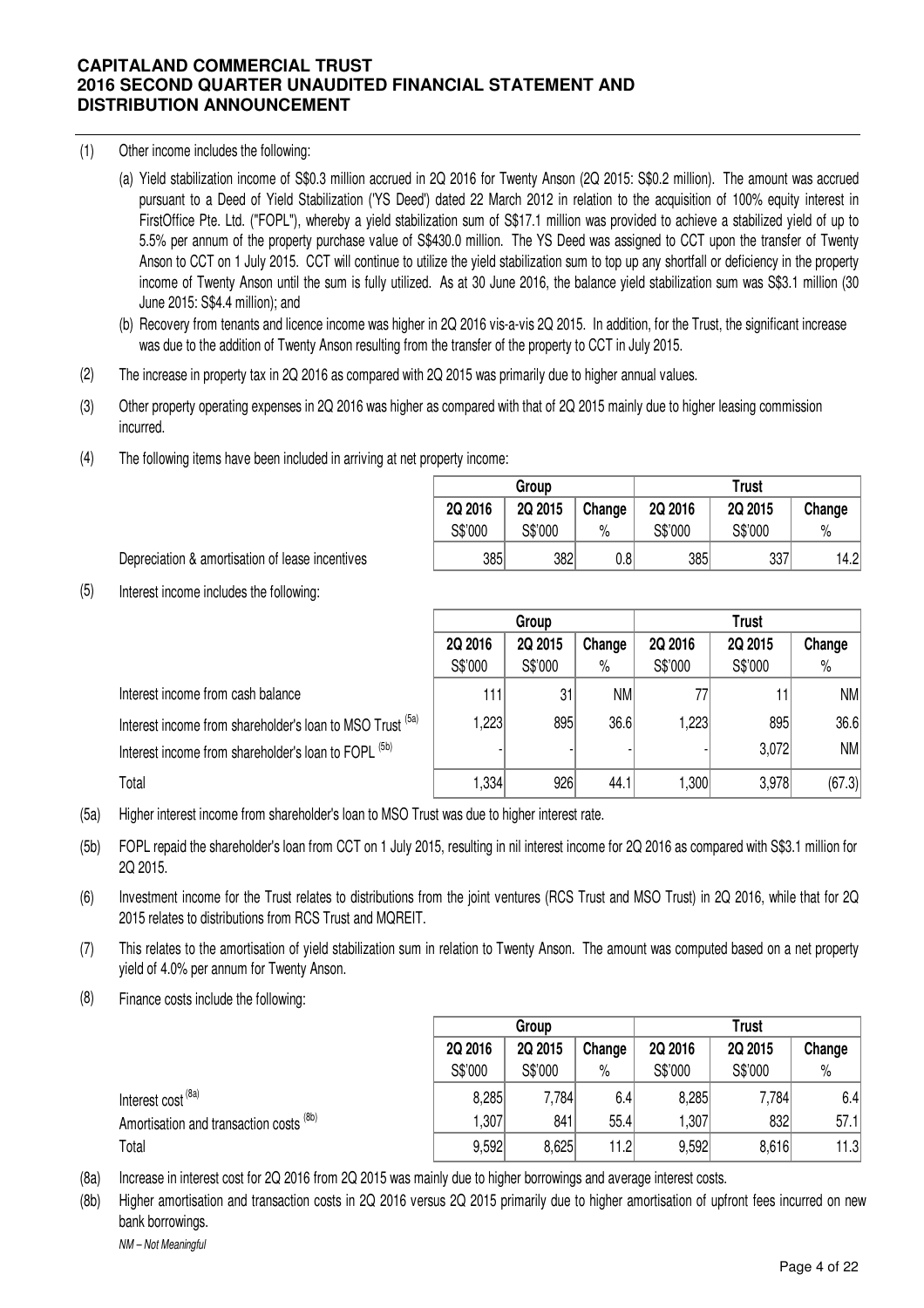(1) Other income includes the following:

(a) Yield stabilization income of S$0.3 million accrued in 2Q 2016 for Twenty Anson (2Q 2015: S$0.2 million). The amount was accrued pursuant to a Deed of Yield Stabilization ('YS Deed') dated 22 March 2012 in relation to the acquisition of 100% equity interest in FirstOffice Pte. Ltd. ("FOPL"), whereby a yield stabilization sum of S$17.1 million was provided to achieve a stabilized yield of up to 5.5% per annum of the property purchase value of S$430.0 million. The YS Deed was assigned to CCT upon the transfer of Twenty Anson to CCT on 1 July 2015. CCT will continue to utilize the yield stabilization sum to top up any shortfall or deficiency in the property income of Twenty Anson until the sum is fully utilized. As at 30 June 2016, the balance yield stabilization sum was S$3.1 million (30 June 2015: S$4.4 million); and

(b) Recovery from tenants and licence income was higher in 2Q 2016 vis-a-vis 2Q 2015. In addition, for the Trust, the significant increase was due to the addition of Twenty Anson resulting from the transfer of the property to CCT in July 2015.

(2) The increase in property tax in 2Q 2016 as compared with 2Q 2015 was primarily due to higher annual values.

(3) Other property operating expenses in 2Q 2016 was higher as compared with that of 2Q 2015 mainly due to higher leasing commission incurred.

(4) The following items have been included in arriving at net property income:

| | Group | | | Trust | | |
|---|---|---|---|---|---|---|
| | 2Q 2016 | 2Q 2015 | Change | 2Q 2016 | 2Q 2015 | Change |
| | S$'000 | S$'000 | % | S$'000 | S$'000 | % |
| Depreciation & amortisation of lease incentives | 385 | 382 | 0.8 | 385 | 337 | 14.2 |

(5) Interest income includes the following:

| | Group | | | Trust | | |
|---|---|---|---|---|---|---|
| | 2Q 2016 | 2Q 2015 | Change | 2Q 2016 | 2Q 2015 | Change |
| | S$'000 | S$'000 | % | S$'000 | S$'000 | % |
| Interest income from cash balance | 111 | 31 | NM | 77 | 11 | NM |
| Interest income from shareholder's loan to MSO Trust (5a) | 1,223 | 895 | 36.6 | 1,223 | 895 | 36.6 |
| Interest income from shareholder's loan to FOPL (5b) | - | - | - | - | 3,072 | NM |
| Total | 1,334 | 926 | 44.1 | 1,300 | 3,978 | (67.3) |

(5a) Higher interest income from shareholder's loan to MSO Trust was due to higher interest rate.

(5b) FOPL repaid the shareholder's loan from CCT on 1 July 2015, resulting in nil interest income for 2Q 2016 as compared with S$3.1 million for 2Q 2015.

(6) Investment income for the Trust relates to distributions from the joint ventures (RCS Trust and MSO Trust) in 2Q 2016, while that for 2Q 2015 relates to distributions from RCS Trust and MQREIT.

(7) This relates to the amortisation of yield stabilization sum in relation to Twenty Anson. The amount was computed based on a net property yield of 4.0% per annum for Twenty Anson.

(8) Finance costs include the following:

| | Group | | | Trust | | |
|---|---|---|---|---|---|---|
| | 2Q 2016 | 2Q 2015 | Change | 2Q 2016 | 2Q 2015 | Change |
| | S$'000 | S$'000 | % | S$'000 | S$'000 | % |
| Interest cost (8a) | 8,285 | 7,784 | 6.4 | 8,285 | 7,784 | 6.4 |
| Amortisation and transaction costs (8b) | 1,307 | 841 | 55.4 | 1,307 | 832 | 57.1 |
| Total | 9,592 | 8,625 | 11.2 | 9,592 | 8,616 | 11.3 |

(8a) Increase in interest cost for 2Q 2016 from 2Q 2015 was mainly due to higher borrowings and average interest costs.

(8b) Higher amortisation and transaction costs in 2Q 2016 versus 2Q 2015 primarily due to higher amortisation of upfront fees incurred on new bank borrowings.

*NM – Not Meaningful*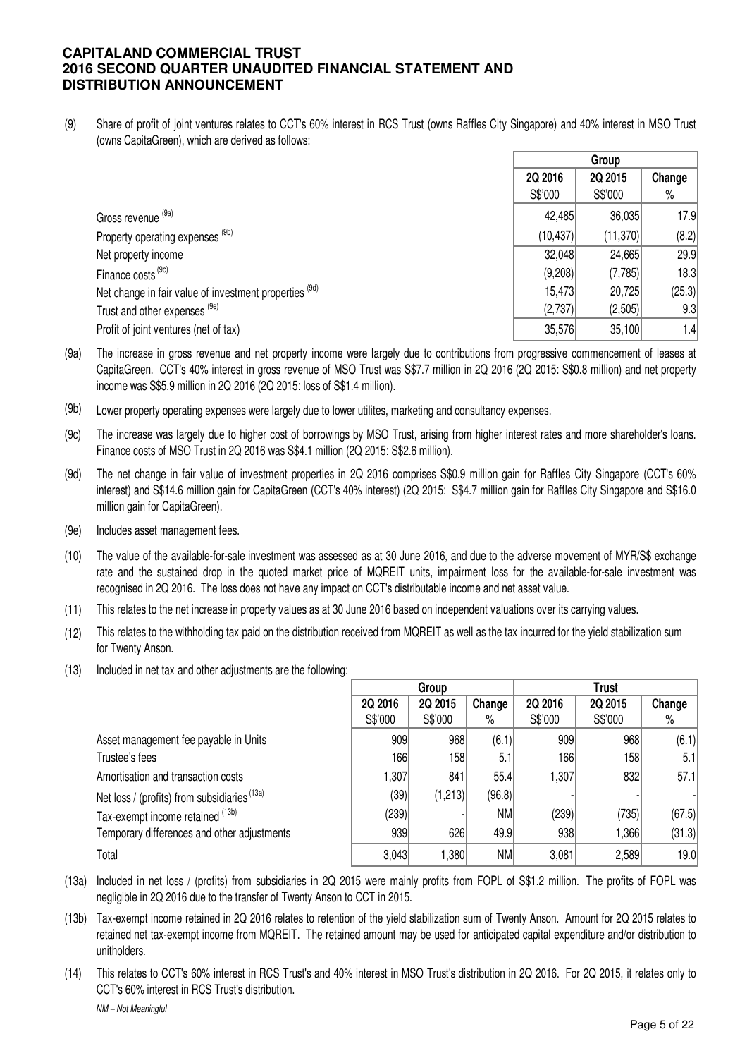(9) Share of profit of joint ventures relates to CCT's 60% interest in RCS Trust (owns Raffles City Singapore) and 40% interest in MSO Trust (owns CapitaGreen), which are derived as follows:

| | Group | | |
|---|---|---|---|
| | 2Q 2016 S$'000 | 2Q 2015 S$'000 | Change % |
| Gross revenue (9a) | 42,485 | 36,035 | 17.9 |
| Property operating expenses (9b) | (10,437) | (11,370) | (8.2) |
| Net property income | 32,048 | 24,665 | 29.9 |
| Finance costs (9c) | (9,208) | (7,785) | 18.3 |
| Net change in fair value of investment properties (9d) | 15,473 | 20,725 | (25.3) |
| Trust and other expenses (9e) | (2,737) | (2,505) | 9.3 |
| Profit of joint ventures (net of tax) | 35,576 | 35,100 | 1.4 |

(9a) The increase in gross revenue and net property income were largely due to contributions from progressive commencement of leases at CapitaGreen. CCT's 40% interest in gross revenue of MSO Trust was S$7.7 million in 2Q 2016 (2Q 2015: S$0.8 million) and net property income was S$5.9 million in 2Q 2016 (2Q 2015: loss of S$1.4 million).

(9b) Lower property operating expenses were largely due to lower utilites, marketing and consultancy expenses.

(9c) The increase was largely due to higher cost of borrowings by MSO Trust, arising from higher interest rates and more shareholder's loans. Finance costs of MSO Trust in 2Q 2016 was S$4.1 million (2Q 2015: S$2.6 million).

(9d) The net change in fair value of investment properties in 2Q 2016 comprises S$0.9 million gain for Raffles City Singapore (CCT's 60% interest) and S$14.6 million gain for CapitaGreen (CCT's 40% interest) (2Q 2015: S$4.7 million gain for Raffles City Singapore and S$16.0 million gain for CapitaGreen).

(9e) Includes asset management fees.

(10) The value of the available-for-sale investment was assessed as at 30 June 2016, and due to the adverse movement of MYR/S$ exchange rate and the sustained drop in the quoted market price of MQREIT units, impairment loss for the available-for-sale investment was recognised in 2Q 2016. The loss does not have any impact on CCT's distributable income and net asset value.

(11) This relates to the net increase in property values as at 30 June 2016 based on independent valuations over its carrying values.

(12) This relates to the withholding tax paid on the distribution received from MQREIT as well as the tax incurred for the yield stabilization sum for Twenty Anson.

(13) Included in net tax and other adjustments are the following:

| | Group | | | Trust | | |
|---|---|---|---|---|---|---|
| | 2Q 2016 S$'000 | 2Q 2015 S$'000 | Change % | 2Q 2016 S$'000 | 2Q 2015 S$'000 | Change % |
| Asset management fee payable in Units | 909 | 968 | (6.1) | 909 | 968 | (6.1) |
| Trustee's fees | 166 | 158 | 5.1 | 166 | 158 | 5.1 |
| Amortisation and transaction costs | 1,307 | 841 | 55.4 | 1,307 | 832 | 57.1 |
| Net loss / (profits) from subsidiaries (13a) | (39) | (1,213) | (96.8) | - | - | - |
| Tax-exempt income retained (13b) | (239) | - | NM | (239) | (735) | (67.5) |
| Temporary differences and other adjustments | 939 | 626 | 49.9 | 938 | 1,366 | (31.3) |
| Total | 3,043 | 1,380 | NM | 3,081 | 2,589 | 19.0 |

(13a) Included in net loss / (profits) from subsidiaries in 2Q 2015 were mainly profits from FOPL of S$1.2 million. The profits of FOPL was negligible in 2Q 2016 due to the transfer of Twenty Anson to CCT in 2015.

(13b) Tax-exempt income retained in 2Q 2016 relates to retention of the yield stabilization sum of Twenty Anson. Amount for 2Q 2015 relates to retained net tax-exempt income from MQREIT. The retained amount may be used for anticipated capital expenditure and/or distribution to unitholders.

(14) This relates to CCT's 60% interest in RCS Trust's and 40% interest in MSO Trust's distribution in 2Q 2016. For 2Q 2015, it relates only to CCT's 60% interest in RCS Trust's distribution.

*NM – Not Meaningful*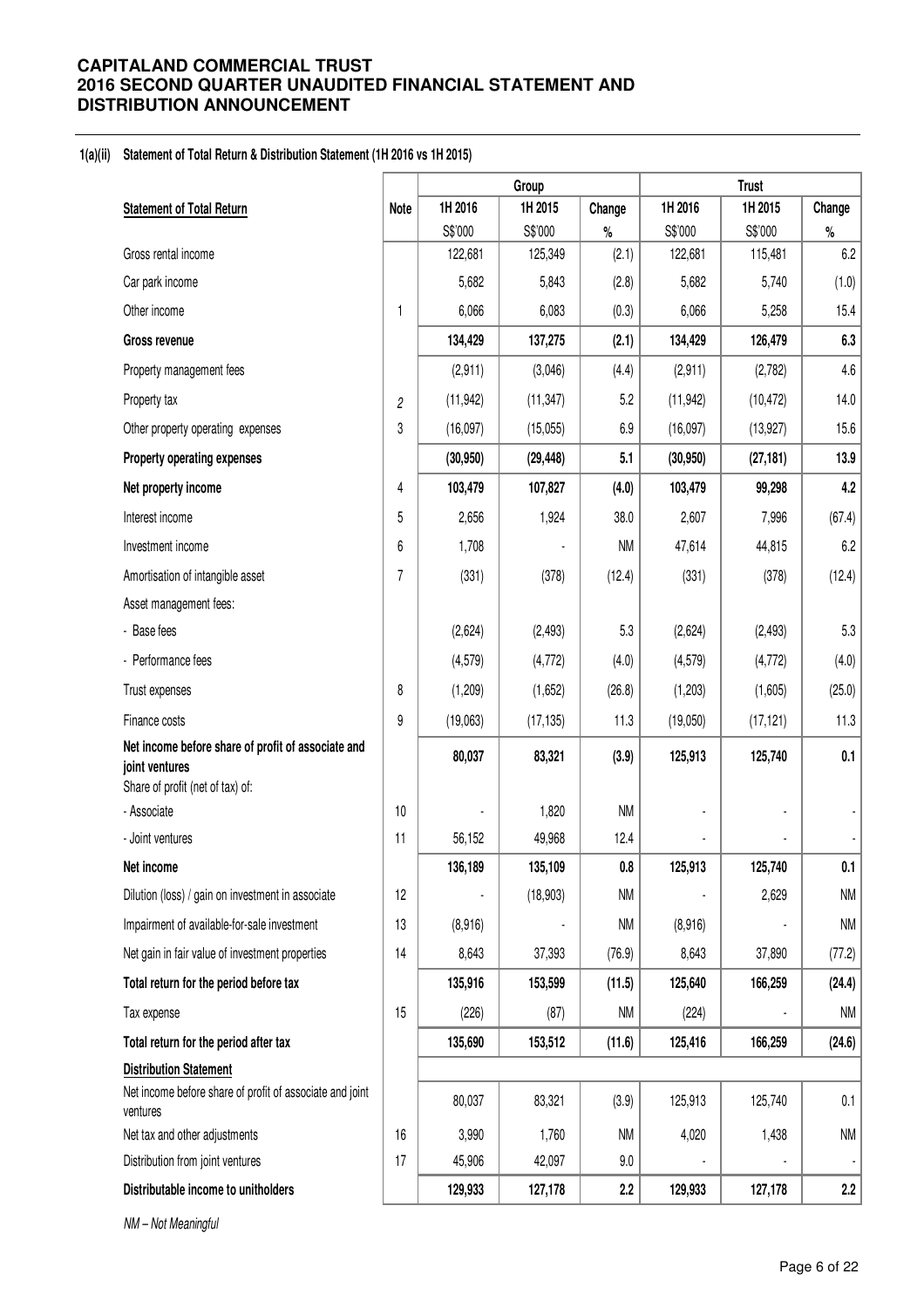# CAPITALAND COMMERCIAL TRUST
# 2016 SECOND QUARTER UNAUDITED FINANCIAL STATEMENT AND DISTRIBUTION ANNOUNCEMENT

## 1(a)(ii) Statement of Total Return & Distribution Statement (1H 2016 vs 1H 2015)

| | | Group | | | Trust | | |
|---|---|---|---|---|---|---|---|
| **Statement of Total Return** | **Note** | **1H 2016** | **1H 2015** | **Change** | **1H 2016** | **1H 2015** | **Change** |
| | | S$'000 | S$'000 | % | S$'000 | S$'000 | % |
| Gross rental income | | 122,681 | 125,349 | (2.1) | 122,681 | 115,481 | 6.2 |
| Car park income | | 5,682 | 5,843 | (2.8) | 5,682 | 5,740 | (1.0) |
| Other income | 1 | 6,066 | 6,083 | (0.3) | 6,066 | 5,258 | 15.4 |
| **Gross revenue** | | **134,429** | **137,275** | **(2.1)** | **134,429** | **126,479** | **6.3** |
| Property management fees | | (2,911) | (3,046) | (4.4) | (2,911) | (2,782) | 4.6 |
| Property tax | 2 | (11,942) | (11,347) | 5.2 | (11,942) | (10,472) | 14.0 |
| Other property operating expenses | 3 | (16,097) | (15,055) | 6.9 | (16,097) | (13,927) | 15.6 |
| **Property operating expenses** | | **(30,950)** | **(29,448)** | **5.1** | **(30,950)** | **(27,181)** | **13.9** |
| **Net property income** | 4 | **103,479** | **107,827** | **(4.0)** | **103,479** | **99,298** | **4.2** |
| Interest income | 5 | 2,656 | 1,924 | 38.0 | 2,607 | 7,996 | (67.4) |
| Investment income | 6 | 1,708 | - | NM | 47,614 | 44,815 | 6.2 |
| Amortisation of intangible asset | 7 | (331) | (378) | (12.4) | (331) | (378) | (12.4) |
| Asset management fees: | | | | | | | |
| - Base fees | | (2,624) | (2,493) | 5.3 | (2,624) | (2,493) | 5.3 |
| - Performance fees | | (4,579) | (4,772) | (4.0) | (4,579) | (4,772) | (4.0) |
| Trust expenses | 8 | (1,209) | (1,652) | (26.8) | (1,203) | (1,605) | (25.0) |
| Finance costs | 9 | (19,063) | (17,135) | 11.3 | (19,050) | (17,121) | 11.3 |
| **Net income before share of profit of associate and joint ventures** | | **80,037** | **83,321** | **(3.9)** | **125,913** | **125,740** | **0.1** |
| Share of profit (net of tax) of: | | | | | | | |
| - Associate | 10 | - | 1,820 | NM | - | - | - |
| - Joint ventures | 11 | 56,152 | 49,968 | 12.4 | - | - | - |
| **Net income** | | **136,189** | **135,109** | **0.8** | **125,913** | **125,740** | **0.1** |
| Dilution (loss) / gain on investment in associate | 12 | - | (18,903) | NM | - | 2,629 | NM |
| Impairment of available-for-sale investment | 13 | (8,916) | - | NM | (8,916) | - | NM |
| Net gain in fair value of investment properties | 14 | 8,643 | 37,393 | (76.9) | 8,643 | 37,890 | (77.2) |
| **Total return for the period before tax** | | **135,916** | **153,599** | **(11.5)** | **125,640** | **166,259** | **(24.4)** |
| Tax expense | 15 | (226) | (87) | NM | (224) | - | NM |
| **Total return for the period after tax** | | **135,690** | **153,512** | **(11.6)** | **125,416** | **166,259** | **(24.6)** |
| **Distribution Statement** | | | | | | | |
| Net income before share of profit of associate and joint ventures | | 80,037 | 83,321 | (3.9) | 125,913 | 125,740 | 0.1 |
| Net tax and other adjustments | 16 | 3,990 | 1,760 | NM | 4,020 | 1,438 | NM |
| Distribution from joint ventures | 17 | 45,906 | 42,097 | 9.0 | - | - | - |
| **Distributable income to unitholders** | | **129,933** | **127,178** | **2.2** | **129,933** | **127,178** | **2.2** |

*NM – Not Meaningful*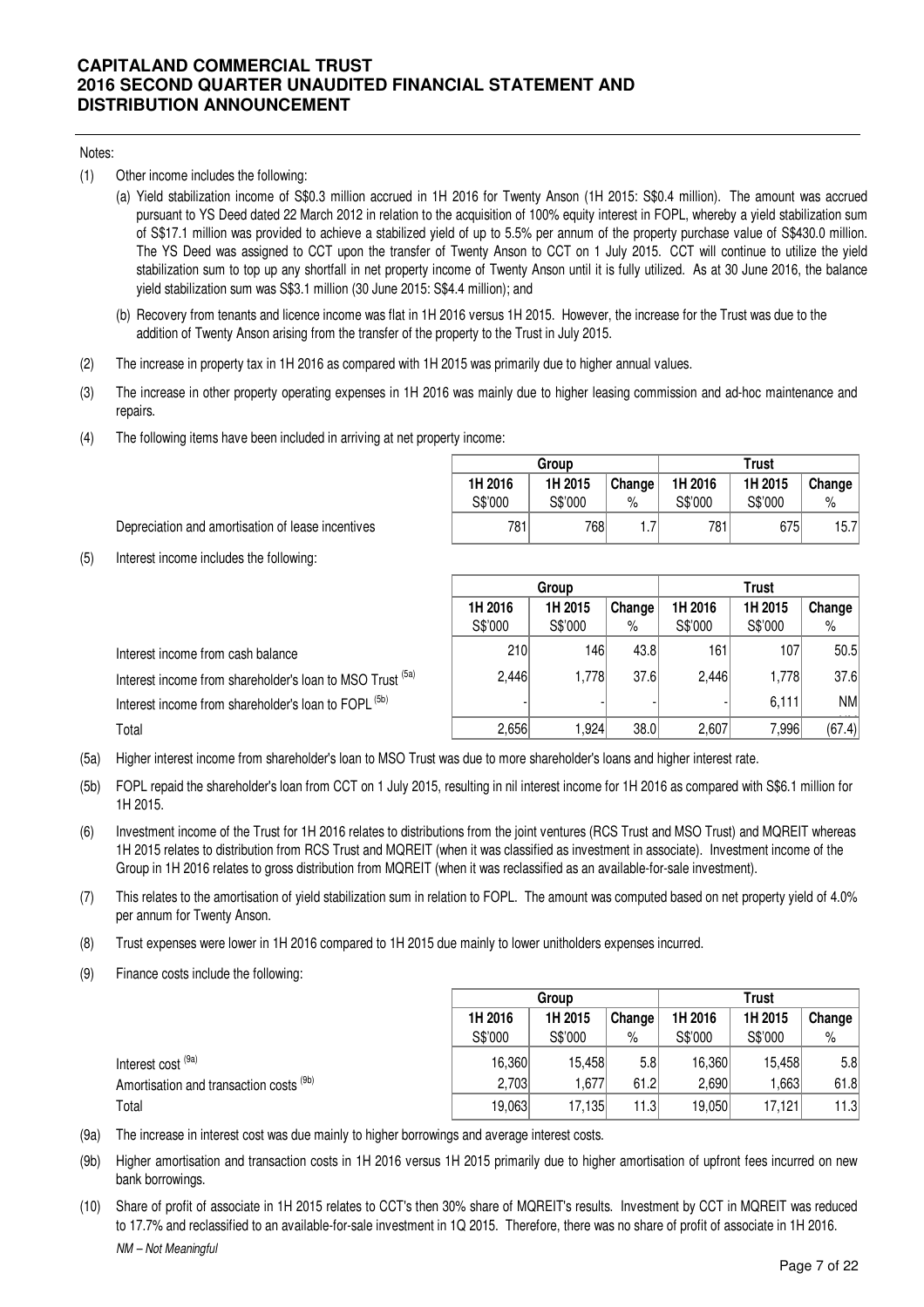Notes:

(1) Other income includes the following:

   (a) Yield stabilization income of S$0.3 million accrued in 1H 2016 for Twenty Anson (1H 2015: S$0.4 million). The amount was accrued pursuant to YS Deed dated 22 March 2012 in relation to the acquisition of 100% equity interest in FOPL, whereby a yield stabilization sum of S$17.1 million was provided to achieve a stabilized yield of up to 5.5% per annum of the property purchase value of S$430.0 million. The YS Deed was assigned to CCT upon the transfer of Twenty Anson to CCT on 1 July 2015. CCT will continue to utilize the yield stabilization sum to top up any shortfall in net property income of Twenty Anson until it is fully utilized. As at 30 June 2016, the balance yield stabilization sum was S$3.1 million (30 June 2015: S$4.4 million); and

   (b) Recovery from tenants and licence income was flat in 1H 2016 versus 1H 2015. However, the increase for the Trust was due to the addition of Twenty Anson arising from the transfer of the property to the Trust in July 2015.

(2) The increase in property tax in 1H 2016 as compared with 1H 2015 was primarily due to higher annual values.

(3) The increase in other property operating expenses in 1H 2016 was mainly due to higher leasing commission and ad-hoc maintenance and repairs.

(4) The following items have been included in arriving at net property income:

| | Group | | | Trust | | |
|---|---|---|---|---|---|---|
| | 1H 2016 S$'000 | 1H 2015 S$'000 | Change % | 1H 2016 S$'000 | 1H 2015 S$'000 | Change % |
| Depreciation and amortisation of lease incentives | 781 | 768 | 1.7 | 781 | 675 | 15.7 |

(5) Interest income includes the following:

| | Group | | | Trust | | |
|---|---|---|---|---|---|---|
| | 1H 2016 S$'000 | 1H 2015 S$'000 | Change % | 1H 2016 S$'000 | 1H 2015 S$'000 | Change % |
| Interest income from cash balance | 210 | 146 | 43.8 | 161 | 107 | 50.5 |
| Interest income from shareholder's loan to MSO Trust [5a] | 2,446 | 1,778 | 37.6 | 2,446 | 1,778 | 37.6 |
| Interest income from shareholder's loan to FOPL [5b] | - | - | - | - | 6,111 | NM |
| Total | 2,656 | 1,924 | 38.0 | 2,607 | 7,996 | (67.4) |

(5a) Higher interest income from shareholder's loan to MSO Trust was due to more shareholder's loans and higher interest rate.

(5b) FOPL repaid the shareholder's loan from CCT on 1 July 2015, resulting in nil interest income for 1H 2016 as compared with S$6.1 million for 1H 2015.

(6) Investment income of the Trust for 1H 2016 relates to distributions from the joint ventures (RCS Trust and MSO Trust) and MQREIT whereas 1H 2015 relates to distribution from RCS Trust and MQREIT (when it was classified as investment in associate). Investment income of the Group in 1H 2016 relates to gross distribution from MQREIT (when it was reclassified as an available-for-sale investment).

(7) This relates to the amortisation of yield stabilization sum in relation to FOPL. The amount was computed based on net property yield of 4.0% per annum for Twenty Anson.

(8) Trust expenses were lower in 1H 2016 compared to 1H 2015 due mainly to lower unitholders expenses incurred.

(9) Finance costs include the following:

| | Group | | | Trust | | |
|---|---|---|---|---|---|---|
| | 1H 2016 S$'000 | 1H 2015 S$'000 | Change % | 1H 2016 S$'000 | 1H 2015 S$'000 | Change % |
| Interest cost [9a] | 16,360 | 15,458 | 5.8 | 16,360 | 15,458 | 5.8 |
| Amortisation and transaction costs [9b] | 2,703 | 1,677 | 61.2 | 2,690 | 1,663 | 61.8 |
| Total | 19,063 | 17,135 | 11.3 | 19,050 | 17,121 | 11.3 |

(9a) The increase in interest cost was due mainly to higher borrowings and average interest costs.

(9b) Higher amortisation and transaction costs in 1H 2016 versus 1H 2015 primarily due to higher amortisation of upfront fees incurred on new bank borrowings.

(10) Share of profit of associate in 1H 2015 relates to CCT's then 30% share of MQREIT's results. Investment by CCT in MQREIT was reduced to 17.7% and reclassified to an available-for-sale investment in 1Q 2015. Therefore, there was no share of profit of associate in 1H 2016.

*NM – Not Meaningful*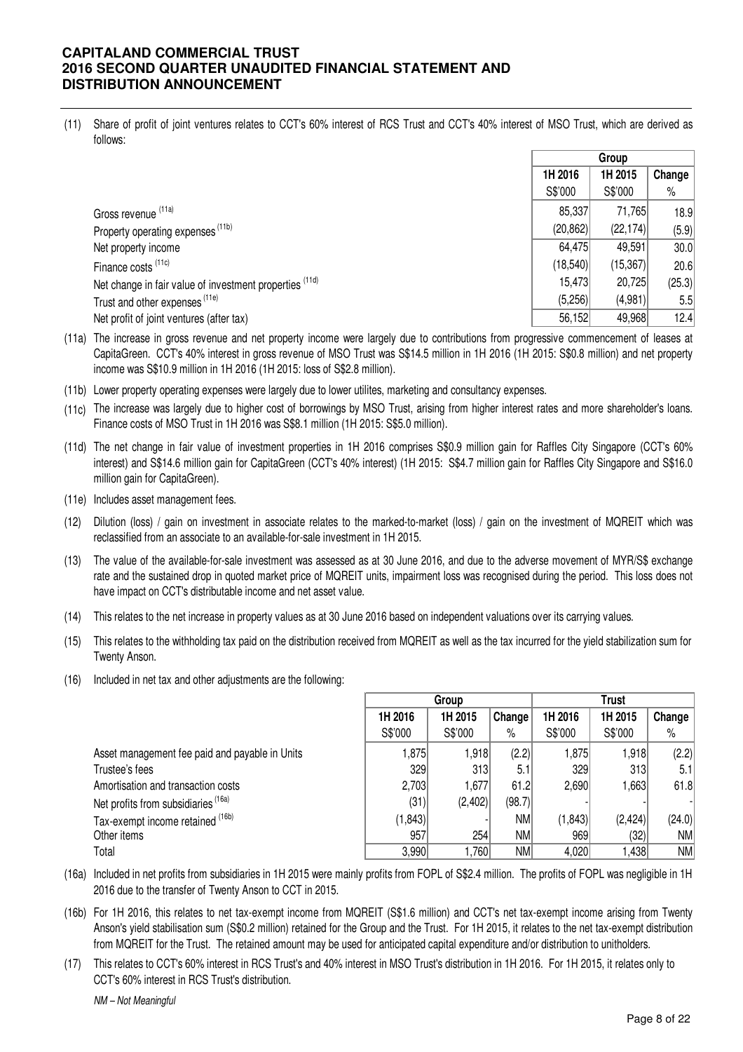(11) Share of profit of joint ventures relates to CCT's 60% interest of RCS Trust and CCT's 40% interest of MSO Trust, which are derived as follows:

| | Group | | |
|---|---|---|---|
| | 1H 2016 | 1H 2015 | Change |
| | S$'000 | S$'000 | % |
| Gross revenue [11a] | 85,337 | 71,765 | 18.9 |
| Property operating expenses [11b] | (20,862) | (22,174) | (5.9) |
| Net property income | 64,475 | 49,591 | 30.0 |
| Finance costs [11c] | (18,540) | (15,367) | 20.6 |
| Net change in fair value of investment properties [11d] | 15,473 | 20,725 | (25.3) |
| Trust and other expenses [11e] | (5,256) | (4,981) | 5.5 |
| Net profit of joint ventures (after tax) | 56,152 | 49,968 | 12.4 |

(11a) The increase in gross revenue and net property income were largely due to contributions from progressive commencement of leases at CapitaGreen. CCT's 40% interest in gross revenue of MSO Trust was S$14.5 million in 1H 2016 (1H 2015: S$0.8 million) and net property income was S$10.9 million in 1H 2016 (1H 2015: loss of S$2.8 million).

(11b) Lower property operating expenses were largely due to lower utilites, marketing and consultancy expenses.

(11c) The increase was largely due to higher cost of borrowings by MSO Trust, arising from higher interest rates and more shareholder's loans. Finance costs of MSO Trust in 1H 2016 was S$8.1 million (1H 2015: S$5.0 million).

(11d) The net change in fair value of investment properties in 1H 2016 comprises S$0.9 million gain for Raffles City Singapore (CCT's 60% interest) and S$14.6 million gain for CapitaGreen (CCT's 40% interest) (1H 2015: S$4.7 million gain for Raffles City Singapore and S$16.0 million gain for CapitaGreen).

(11e) Includes asset management fees.

(12) Dilution (loss) / gain on investment in associate relates to the marked-to-market (loss) / gain on the investment of MQREIT which was reclassified from an associate to an available-for-sale investment in 1H 2015.

(13) The value of the available-for-sale investment was assessed as at 30 June 2016, and due to the adverse movement of MYR/S$ exchange rate and the sustained drop in quoted market price of MQREIT units, impairment loss was recognised during the period. This loss does not have impact on CCT's distributable income and net asset value.

(14) This relates to the net increase in property values as at 30 June 2016 based on independent valuations over its carrying values.

(15) This relates to the withholding tax paid on the distribution received from MQREIT as well as the tax incurred for the yield stabilization sum for Twenty Anson.

(16) Included in net tax and other adjustments are the following:

| | Group | | | Trust | | |
|---|---|---|---|---|---|---|
| | 1H 2016 | 1H 2015 | Change | 1H 2016 | 1H 2015 | Change |
| | S$'000 | S$'000 | % | S$'000 | S$'000 | % |
| Asset management fee paid and payable in Units | 1,875 | 1,918 | (2.2) | 1,875 | 1,918 | (2.2) |
| Trustee's fees | 329 | 313 | 5.1 | 329 | 313 | 5.1 |
| Amortisation and transaction costs | 2,703 | 1,677 | 61.2 | 2,690 | 1,663 | 61.8 |
| Net profits from subsidiaries [16a] | (31) | (2,402) | (98.7) | - | - | - |
| Tax-exempt income retained [16b] | (1,843) | - | NM | (1,843) | (2,424) | (24.0) |
| Other items | 957 | 254 | NM | 969 | (32) | NM |
| Total | 3,990 | 1,760 | NM | 4,020 | 1,438 | NM |

(16a) Included in net profits from subsidiaries in 1H 2015 were mainly profits from FOPL of S$2.4 million. The profits of FOPL was negligible in 1H 2016 due to the transfer of Twenty Anson to CCT in 2015.

(16b) For 1H 2016, this relates to net tax-exempt income from MQREIT (S$1.6 million) and CCT's net tax-exempt income arising from Twenty Anson's yield stabilisation sum (S$0.2 million) retained for the Group and the Trust. For 1H 2015, it relates to the net tax-exempt distribution from MQREIT for the Trust. The retained amount may be used for anticipated capital expenditure and/or distribution to unitholders.

(17) This relates to CCT's 60% interest in RCS Trust's and 40% interest in MSO Trust's distribution in 1H 2016. For 1H 2015, it relates only to CCT's 60% interest in RCS Trust's distribution.

*NM – Not Meaningful*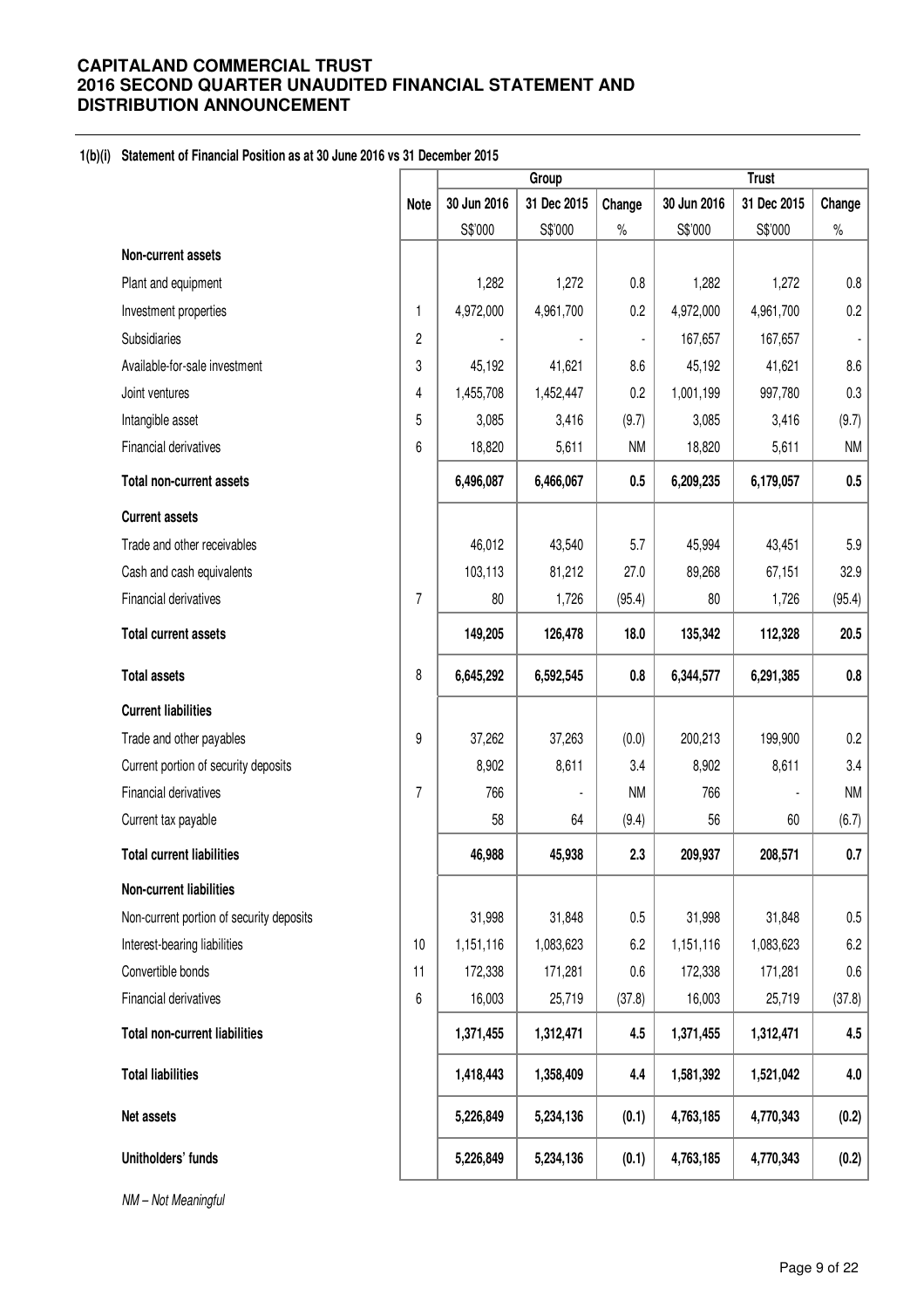**CAPITALAND COMMERCIAL TRUST**
**2016 SECOND QUARTER UNAUDITED FINANCIAL STATEMENT AND DISTRIBUTION ANNOUNCEMENT**

**1(b)(i) Statement of Financial Position as at 30 June 2016 vs 31 December 2015**

| | Note | Group | | | Trust | | |
|---|---|---|---|---|---|---|---|
| | | 30 Jun 2016 | 31 Dec 2015 | Change | 30 Jun 2016 | 31 Dec 2015 | Change |
| | | S$'000 | S$'000 | % | S$'000 | S$'000 | % |
| **Non-current assets** | | | | | | | |
| Plant and equipment | | 1,282 | 1,272 | 0.8 | 1,282 | 1,272 | 0.8 |
| Investment properties | 1 | 4,972,000 | 4,961,700 | 0.2 | 4,972,000 | 4,961,700 | 0.2 |
| Subsidiaries | 2 | - | - | - | 167,657 | 167,657 | - |
| Available-for-sale investment | 3 | 45,192 | 41,621 | 8.6 | 45,192 | 41,621 | 8.6 |
| Joint ventures | 4 | 1,455,708 | 1,452,447 | 0.2 | 1,001,199 | 997,780 | 0.3 |
| Intangible asset | 5 | 3,085 | 3,416 | (9.7) | 3,085 | 3,416 | (9.7) |
| Financial derivatives | 6 | 18,820 | 5,611 | NM | 18,820 | 5,611 | NM |
| **Total non-current assets** | | **6,496,087** | **6,466,067** | **0.5** | **6,209,235** | **6,179,057** | **0.5** |
| **Current assets** | | | | | | | |
| Trade and other receivables | | 46,012 | 43,540 | 5.7 | 45,994 | 43,451 | 5.9 |
| Cash and cash equivalents | | 103,113 | 81,212 | 27.0 | 89,268 | 67,151 | 32.9 |
| Financial derivatives | 7 | 80 | 1,726 | (95.4) | 80 | 1,726 | (95.4) |
| **Total current assets** | | **149,205** | **126,478** | **18.0** | **135,342** | **112,328** | **20.5** |
| **Total assets** | 8 | **6,645,292** | **6,592,545** | **0.8** | **6,344,577** | **6,291,385** | **0.8** |
| **Current liabilities** | | | | | | | |
| Trade and other payables | 9 | 37,262 | 37,263 | (0.0) | 200,213 | 199,900 | 0.2 |
| Current portion of security deposits | | 8,902 | 8,611 | 3.4 | 8,902 | 8,611 | 3.4 |
| Financial derivatives | 7 | 766 | - | NM | 766 | - | NM |
| Current tax payable | | 58 | 64 | (9.4) | 56 | 60 | (6.7) |
| **Total current liabilities** | | **46,988** | **45,938** | **2.3** | **209,937** | **208,571** | **0.7** |
| **Non-current liabilities** | | | | | | | |
| Non-current portion of security deposits | | 31,998 | 31,848 | 0.5 | 31,998 | 31,848 | 0.5 |
| Interest-bearing liabilities | 10 | 1,151,116 | 1,083,623 | 6.2 | 1,151,116 | 1,083,623 | 6.2 |
| Convertible bonds | 11 | 172,338 | 171,281 | 0.6 | 172,338 | 171,281 | 0.6 |
| Financial derivatives | 6 | 16,003 | 25,719 | (37.8) | 16,003 | 25,719 | (37.8) |
| **Total non-current liabilities** | | **1,371,455** | **1,312,471** | **4.5** | **1,371,455** | **1,312,471** | **4.5** |
| **Total liabilities** | | **1,418,443** | **1,358,409** | **4.4** | **1,581,392** | **1,521,042** | **4.0** |
| **Net assets** | | **5,226,849** | **5,234,136** | **(0.1)** | **4,763,185** | **4,770,343** | **(0.2)** |
| **Unitholders' funds** | | **5,226,849** | **5,234,136** | **(0.1)** | **4,763,185** | **4,770,343** | **(0.2)** |

*NM – Not Meaningful*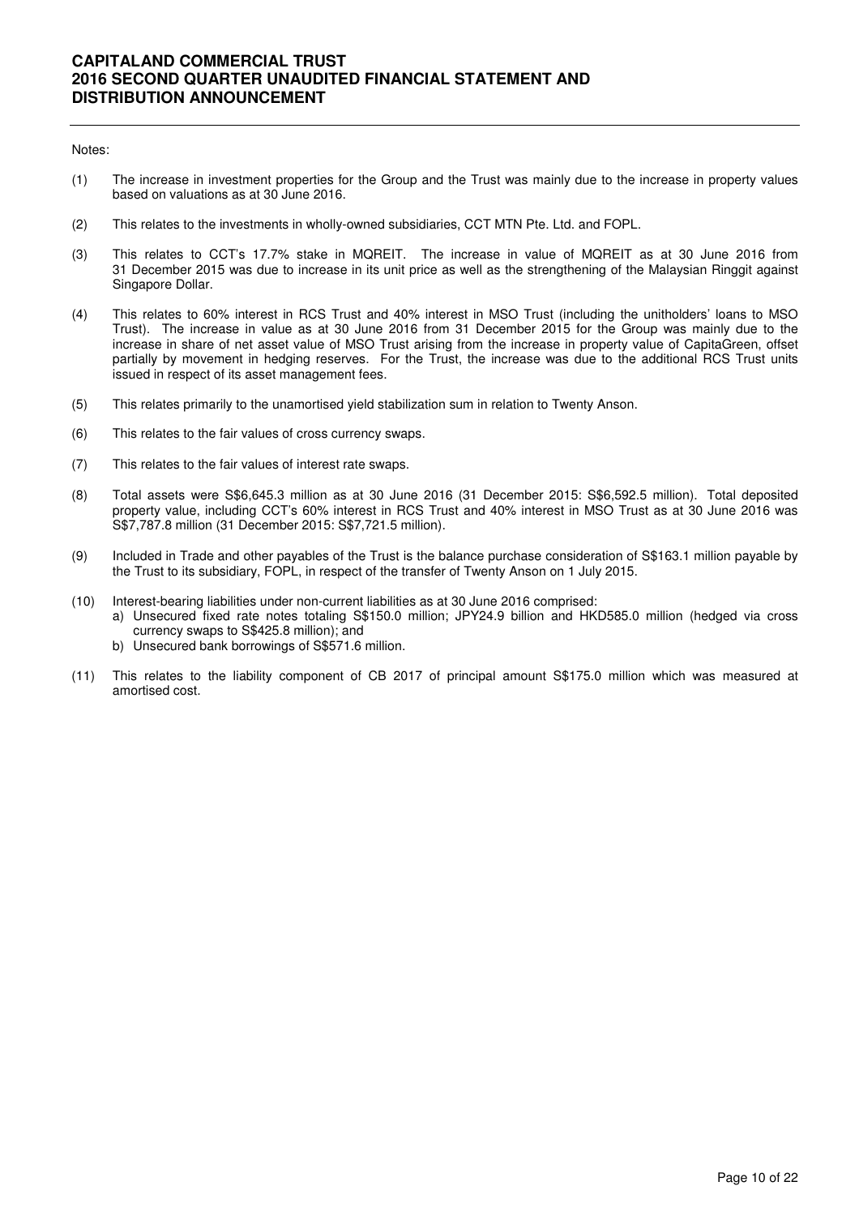Notes:

(1) The increase in investment properties for the Group and the Trust was mainly due to the increase in property values based on valuations as at 30 June 2016.

(2) This relates to the investments in wholly-owned subsidiaries, CCT MTN Pte. Ltd. and FOPL.

(3) This relates to CCT's 17.7% stake in MQREIT. The increase in value of MQREIT as at 30 June 2016 from 31 December 2015 was due to increase in its unit price as well as the strengthening of the Malaysian Ringgit against Singapore Dollar.

(4) This relates to 60% interest in RCS Trust and 40% interest in MSO Trust (including the unitholders' loans to MSO Trust). The increase in value as at 30 June 2016 from 31 December 2015 for the Group was mainly due to the increase in share of net asset value of MSO Trust arising from the increase in property value of CapitaGreen, offset partially by movement in hedging reserves. For the Trust, the increase was due to the additional RCS Trust units issued in respect of its asset management fees.

(5) This relates primarily to the unamortised yield stabilization sum in relation to Twenty Anson.

(6) This relates to the fair values of cross currency swaps.

(7) This relates to the fair values of interest rate swaps.

(8) Total assets were S$6,645.3 million as at 30 June 2016 (31 December 2015: S$6,592.5 million). Total deposited property value, including CCT's 60% interest in RCS Trust and 40% interest in MSO Trust as at 30 June 2016 was S$7,787.8 million (31 December 2015: S$7,721.5 million).

(9) Included in Trade and other payables of the Trust is the balance purchase consideration of S$163.1 million payable by the Trust to its subsidiary, FOPL, in respect of the transfer of Twenty Anson on 1 July 2015.

(10) Interest-bearing liabilities under non-current liabilities as at 30 June 2016 comprised:
   a) Unsecured fixed rate notes totaling S$150.0 million; JPY24.9 billion and HKD585.0 million (hedged via cross currency swaps to S$425.8 million); and
   b) Unsecured bank borrowings of S$571.6 million.

(11) This relates to the liability component of CB 2017 of principal amount S$175.0 million which was measured at amortised cost.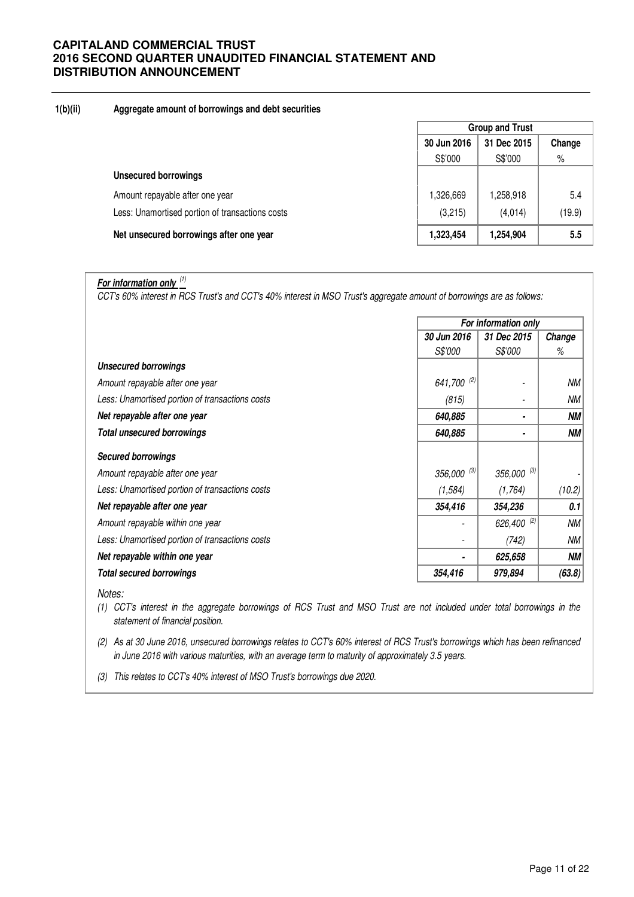**1(b)(ii) Aggregate amount of borrowings and debt securities**

| | Group and Trust | | |
|---|---|---|---|
| | 30 Jun 2016 | 31 Dec 2015 | Change |
| | S$'000 | S$'000 | % |
| **Unsecured borrowings** | | | |
| Amount repayable after one year | 1,326,669 | 1,258,918 | 5.4 |
| Less: Unamortised portion of transactions costs | (3,215) | (4,014) | (19.9) |
| **Net unsecured borrowings after one year** | **1,323,454** | **1,254,904** | **5.5** |

***For information only*** [1]

*CCT's 60% interest in RCS Trust's and CCT's 40% interest in MSO Trust's aggregate amount of borrowings are as follows:*

| | *For information only* | | |
|---|---|---|---|
| | *30 Jun 2016* | *31 Dec 2015* | *Change* |
| | *S$'000* | *S$'000* | *%* |
| ***Unsecured borrowings*** | | | |
| *Amount repayable after one year* | *641,700* [2] | - | *NM* |
| *Less: Unamortised portion of transactions costs* | *(815)* | - | *NM* |
| ***Net repayable after one year*** | ***640,885*** | - | ***NM*** |
| ***Total unsecured borrowings*** | ***640,885*** | - | ***NM*** |
| ***Secured borrowings*** | | | |
| *Amount repayable after one year* | *356,000* [3] | *356,000* [3] | - |
| *Less: Unamortised portion of transactions costs* | *(1,584)* | *(1,764)* | *(10.2)* |
| ***Net repayable after one year*** | ***354,416*** | ***354,236*** | ***0.1*** |
| *Amount repayable within one year* | - | *626,400* [2] | *NM* |
| *Less: Unamortised portion of transactions costs* | - | *(742)* | *NM* |
| ***Net repayable within one year*** | - | ***625,658*** | ***NM*** |
| ***Total secured borrowings*** | ***354,416*** | ***979,894*** | ***(63.8)*** |

*Notes:*

*(1) CCT's interest in the aggregate borrowings of RCS Trust and MSO Trust are not included under total borrowings in the statement of financial position.*

*(2) As at 30 June 2016, unsecured borrowings relates to CCT's 60% interest of RCS Trust's borrowings which has been refinanced in June 2016 with various maturities, with an average term to maturity of approximately 3.5 years.*

*(3) This relates to CCT's 40% interest of MSO Trust's borrowings due 2020.*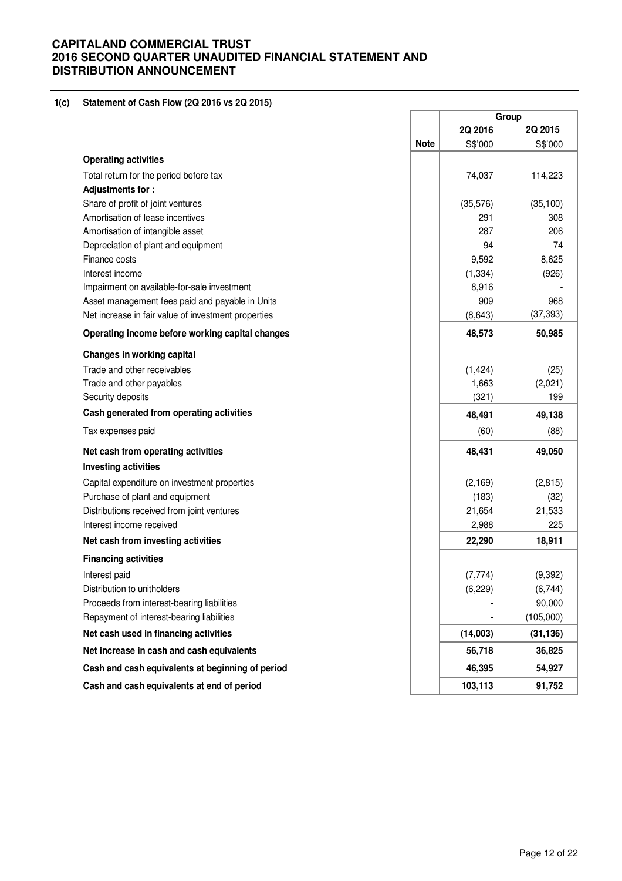## 1(c) Statement of Cash Flow (2Q 2016 vs 2Q 2015)

| | Note | Group | |
|---|---|---|---|
| | | 2Q 2016 | 2Q 2015 |
| | | S$'000 | S$'000 |
| **Operating activities** | | | |
| Total return for the period before tax | | 74,037 | 114,223 |
| **Adjustments for :** | | | |
| Share of profit of joint ventures | | (35,576) | (35,100) |
| Amortisation of lease incentives | | 291 | 308 |
| Amortisation of intangible asset | | 287 | 206 |
| Depreciation of plant and equipment | | 94 | 74 |
| Finance costs | | 9,592 | 8,625 |
| Interest income | | (1,334) | (926) |
| Impairment on available-for-sale investment | | 8,916 | - |
| Asset management fees paid and payable in Units | | 909 | 968 |
| Net increase in fair value of investment properties | | (8,643) | (37,393) |
| **Operating income before working capital changes** | | **48,573** | **50,985** |
| **Changes in working capital** | | | |
| Trade and other receivables | | (1,424) | (25) |
| Trade and other payables | | 1,663 | (2,021) |
| Security deposits | | (321) | 199 |
| **Cash generated from operating activities** | | **48,491** | **49,138** |
| Tax expenses paid | | (60) | (88) |
| **Net cash from operating activities** | | **48,431** | **49,050** |
| **Investing activities** | | | |
| Capital expenditure on investment properties | | (2,169) | (2,815) |
| Purchase of plant and equipment | | (183) | (32) |
| Distributions received from joint ventures | | 21,654 | 21,533 |
| Interest income received | | 2,988 | 225 |
| **Net cash from investing activities** | | **22,290** | **18,911** |
| **Financing activities** | | | |
| Interest paid | | (7,774) | (9,392) |
| Distribution to unitholders | | (6,229) | (6,744) |
| Proceeds from interest-bearing liabilities | | - | 90,000 |
| Repayment of interest-bearing liabilities | | - | (105,000) |
| **Net cash used in financing activities** | | **(14,003)** | **(31,136)** |
| **Net increase in cash and cash equivalents** | | **56,718** | **36,825** |
| **Cash and cash equivalents at beginning of period** | | **46,395** | **54,927** |
| **Cash and cash equivalents at end of period** | | **103,113** | **91,752** |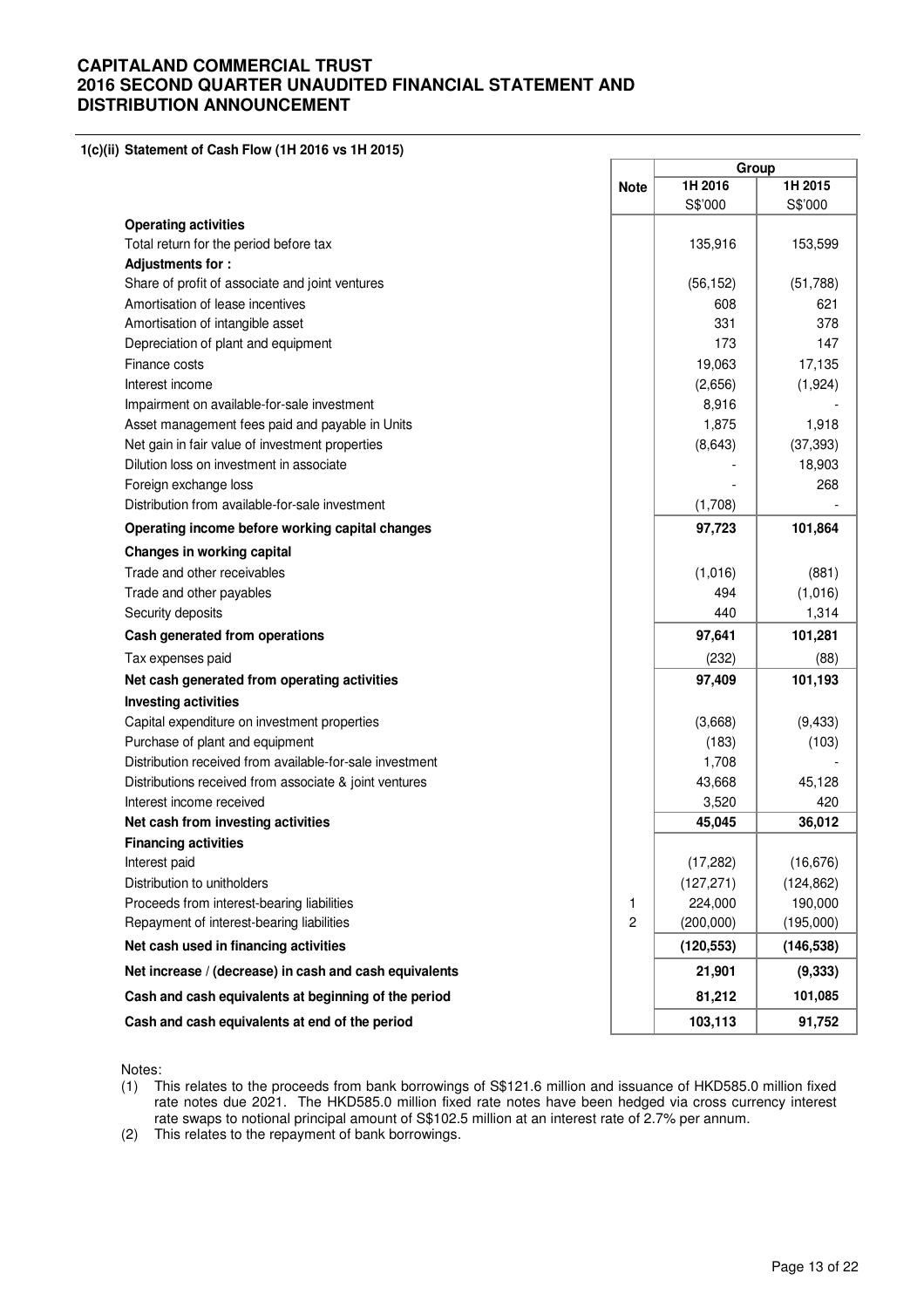# CAPITALAND COMMERCIAL TRUST
# 2016 SECOND QUARTER UNAUDITED FINANCIAL STATEMENT AND DISTRIBUTION ANNOUNCEMENT

**1(c)(ii) Statement of Cash Flow (1H 2016 vs 1H 2015)**

| | Note | Group | |
|---|---|---|---|
| | | 1H 2016 | 1H 2015 |
| | | S$'000 | S$'000 |
| **Operating activities** | | | |
| Total return for the period before tax | | 135,916 | 153,599 |
| **Adjustments for :** | | | |
| Share of profit of associate and joint ventures | | (56,152) | (51,788) |
| Amortisation of lease incentives | | 608 | 621 |
| Amortisation of intangible asset | | 331 | 378 |
| Depreciation of plant and equipment | | 173 | 147 |
| Finance costs | | 19,063 | 17,135 |
| Interest income | | (2,656) | (1,924) |
| Impairment on available-for-sale investment | | 8,916 | - |
| Asset management fees paid and payable in Units | | 1,875 | 1,918 |
| Net gain in fair value of investment properties | | (8,643) | (37,393) |
| Dilution loss on investment in associate | | - | 18,903 |
| Foreign exchange loss | | - | 268 |
| Distribution from available-for-sale investment | | (1,708) | - |
| **Operating income before working capital changes** | | **97,723** | **101,864** |
| **Changes in working capital** | | | |
| Trade and other receivables | | (1,016) | (881) |
| Trade and other payables | | 494 | (1,016) |
| Security deposits | | 440 | 1,314 |
| **Cash generated from operations** | | **97,641** | **101,281** |
| Tax expenses paid | | (232) | (88) |
| **Net cash generated from operating activities** | | **97,409** | **101,193** |
| **Investing activities** | | | |
| Capital expenditure on investment properties | | (3,668) | (9,433) |
| Purchase of plant and equipment | | (183) | (103) |
| Distribution received from available-for-sale investment | | 1,708 | - |
| Distributions received from associate & joint ventures | | 43,668 | 45,128 |
| Interest income received | | 3,520 | 420 |
| **Net cash from investing activities** | | **45,045** | **36,012** |
| **Financing activities** | | | |
| Interest paid | | (17,282) | (16,676) |
| Distribution to unitholders | | (127,271) | (124,862) |
| Proceeds from interest-bearing liabilities | 1 | 224,000 | 190,000 |
| Repayment of interest-bearing liabilities | 2 | (200,000) | (195,000) |
| **Net cash used in financing activities** | | **(120,553)** | **(146,538)** |
| **Net increase / (decrease) in cash and cash equivalents** | | **21,901** | **(9,333)** |
| **Cash and cash equivalents at beginning of the period** | | **81,212** | **101,085** |
| **Cash and cash equivalents at end of the period** | | **103,113** | **91,752** |

Notes:

(1) This relates to the proceeds from bank borrowings of S$121.6 million and issuance of HKD585.0 million fixed rate notes due 2021. The HKD585.0 million fixed rate notes have been hedged via cross currency interest rate swaps to notional principal amount of S$102.5 million at an interest rate of 2.7% per annum.

(2) This relates to the repayment of bank borrowings.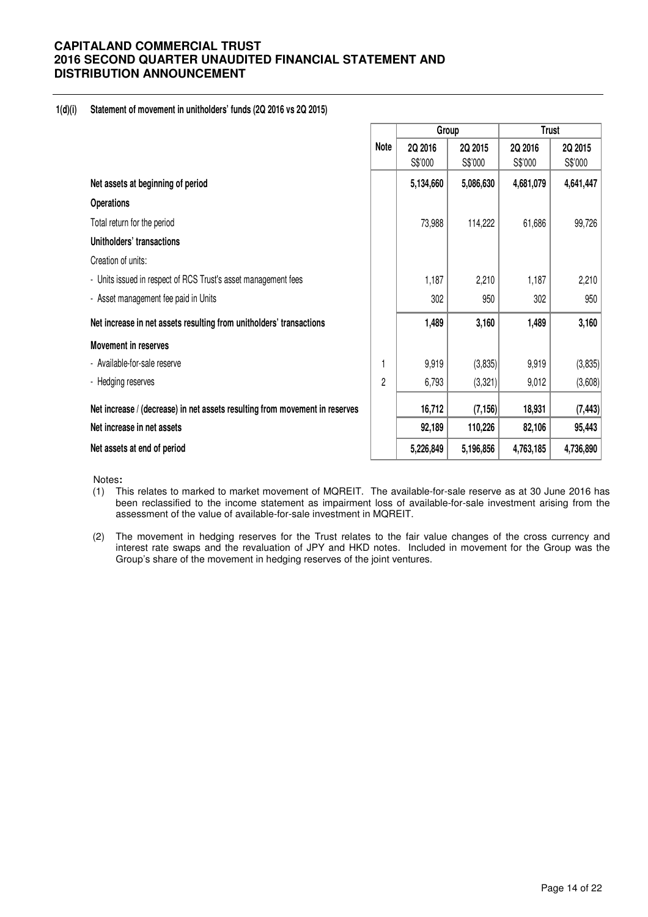**1(d)(i) Statement of movement in unitholders' funds (2Q 2016 vs 2Q 2015)**

| | Note | Group | | Trust | |
|---|---|---|---|---|---|
| | | 2Q 2016 S$'000 | 2Q 2015 S$'000 | 2Q 2016 S$'000 | 2Q 2015 S$'000 |
| **Net assets at beginning of period** | | **5,134,660** | **5,086,630** | **4,681,079** | **4,641,447** |
| **Operations** | | | | | |
| Total return for the period | | 73,988 | 114,222 | 61,686 | 99,726 |
| **Unitholders' transactions** | | | | | |
| Creation of units: | | | | | |
| - Units issued in respect of RCS Trust's asset management fees | | 1,187 | 2,210 | 1,187 | 2,210 |
| - Asset management fee paid in Units | | 302 | 950 | 302 | 950 |
| **Net increase in net assets resulting from unitholders' transactions** | | **1,489** | **3,160** | **1,489** | **3,160** |
| **Movement in reserves** | | | | | |
| - Available-for-sale reserve | 1 | 9,919 | (3,835) | 9,919 | (3,835) |
| - Hedging reserves | 2 | 6,793 | (3,321) | 9,012 | (3,608) |
| **Net increase / (decrease) in net assets resulting from movement in reserves** | | **16,712** | **(7,156)** | **18,931** | **(7,443)** |
| **Net increase in net assets** | | **92,189** | **110,226** | **82,106** | **95,443** |
| **Net assets at end of period** | | **5,226,849** | **5,196,856** | **4,763,185** | **4,736,890** |

Notes**:**

(1) This relates to marked to market movement of MQREIT. The available-for-sale reserve as at 30 June 2016 has been reclassified to the income statement as impairment loss of available-for-sale investment arising from the assessment of the value of available-for-sale investment in MQREIT.

(2) The movement in hedging reserves for the Trust relates to the fair value changes of the cross currency and interest rate swaps and the revaluation of JPY and HKD notes. Included in movement for the Group was the Group's share of the movement in hedging reserves of the joint ventures.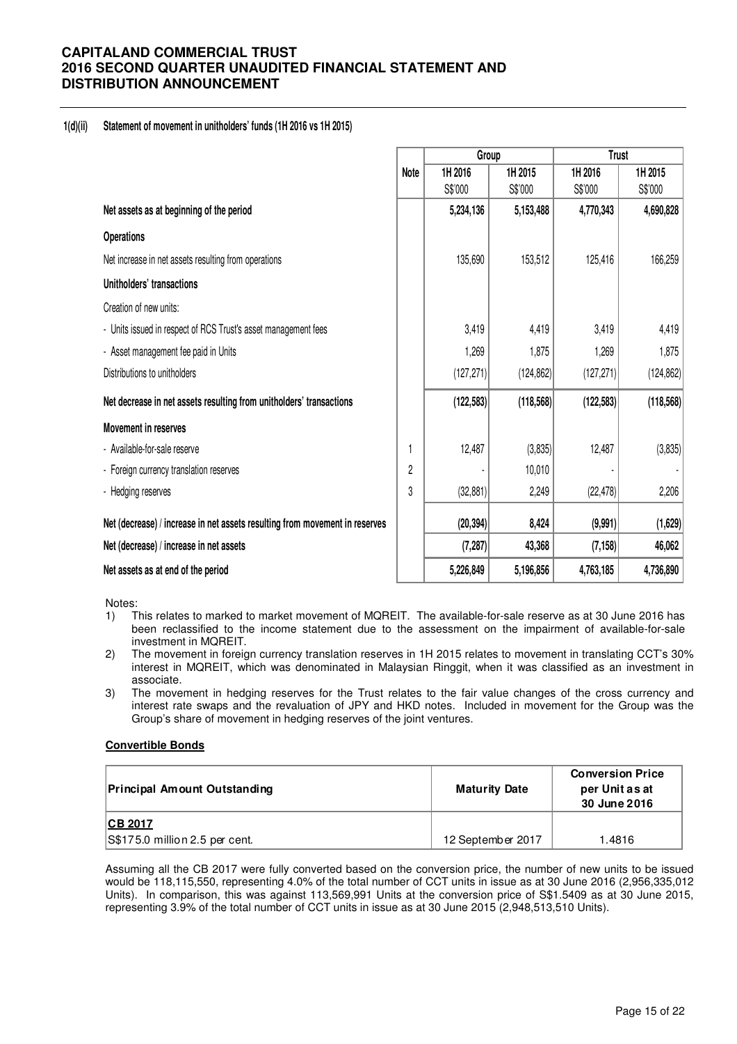#### 1(d)(ii) Statement of movement in unitholders' funds (1H 2016 vs 1H 2015)

| | Note | Group | | Trust | |
|---|---|---|---|---|---|
| | | 1H 2016 S$'000 | 1H 2015 S$'000 | 1H 2016 S$'000 | 1H 2015 S$'000 |
| **Net assets as at beginning of the period** | | **5,234,136** | **5,153,488** | **4,770,343** | **4,690,828** |
| **Operations** | | | | | |
| Net increase in net assets resulting from operations | | 135,690 | 153,512 | 125,416 | 166,259 |
| **Unitholders' transactions** | | | | | |
| Creation of new units: | | | | | |
| - Units issued in respect of RCS Trust's asset management fees | | 3,419 | 4,419 | 3,419 | 4,419 |
| - Asset management fee paid in Units | | 1,269 | 1,875 | 1,269 | 1,875 |
| Distributions to unitholders | | (127,271) | (124,862) | (127,271) | (124,862) |
| **Net decrease in net assets resulting from unitholders' transactions** | | **(122,583)** | **(118,568)** | **(122,583)** | **(118,568)** |
| **Movement in reserves** | | | | | |
| - Available-for-sale reserve | 1 | 12,487 | (3,835) | 12,487 | (3,835) |
| - Foreign currency translation reserves | 2 | - | 10,010 | - | - |
| - Hedging reserves | 3 | (32,881) | 2,249 | (22,478) | 2,206 |
| **Net (decrease) / increase in net assets resulting from movement in reserves** | | **(20,394)** | **8,424** | **(9,991)** | **(1,629)** |
| **Net (decrease) / increase in net assets** | | **(7,287)** | **43,368** | **(7,158)** | **46,062** |
| **Net assets as at end of the period** | | **5,226,849** | **5,196,856** | **4,763,185** | **4,736,890** |

Notes:

1) This relates to marked to market movement of MQREIT. The available-for-sale reserve as at 30 June 2016 has been reclassified to the income statement due to the assessment on the impairment of available-for-sale investment in MQREIT.
2) The movement in foreign currency translation reserves in 1H 2015 relates to movement in translating CCT's 30% interest in MQREIT, which was denominated in Malaysian Ringgit, when it was classified as an investment in associate.
3) The movement in hedging reserves for the Trust relates to the fair value changes of the cross currency and interest rate swaps and the revaluation of JPY and HKD notes. Included in movement for the Group was the Group's share of movement in hedging reserves of the joint ventures.

**Convertible Bonds**

| Principal Amount Outstanding | Maturity Date | Conversion Price per Unit as at 30 June 2016 |
|---|---|---|
| **CB 2017** | | |
| S$175.0 million 2.5 per cent. | 12 September 2017 | 1.4816 |

Assuming all the CB 2017 were fully converted based on the conversion price, the number of new units to be issued would be 118,115,550, representing 4.0% of the total number of CCT units in issue as at 30 June 2016 (2,956,335,012 Units). In comparison, this was against 113,569,991 Units at the conversion price of S$1.5409 as at 30 June 2015, representing 3.9% of the total number of CCT units in issue as at 30 June 2015 (2,948,513,510 Units).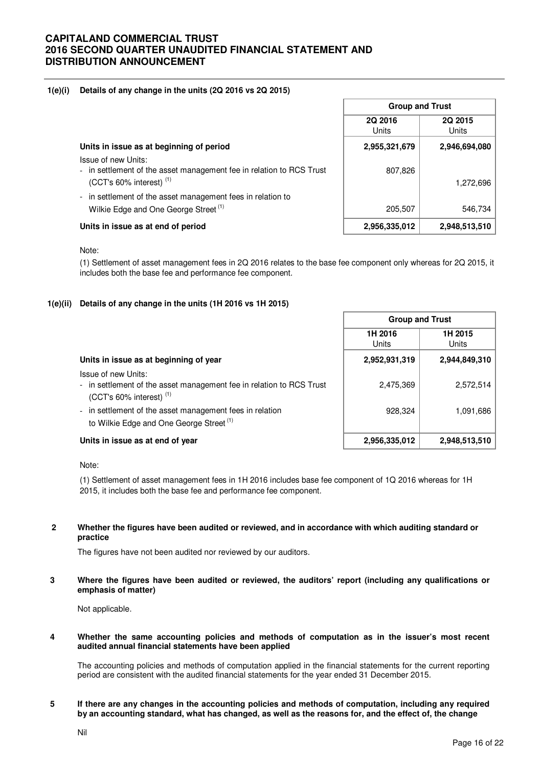### 1(e)(i) Details of any change in the units (2Q 2016 vs 2Q 2015)

| | Group and Trust | |
|---|---|---|
| | 2Q 2016 Units | 2Q 2015 Units |
| **Units in issue as at beginning of period** | **2,955,321,679** | **2,946,694,080** |
| Issue of new Units: | | |
| - in settlement of the asset management fee in relation to RCS Trust (CCT's 60% interest) [(1)] | 807,826 | 1,272,696 |
| - in settlement of the asset management fees in relation to Wilkie Edge and One George Street [(1)] | 205,507 | 546,734 |
| **Units in issue as at end of period** | **2,956,335,012** | **2,948,513,510** |

Note:

(1) Settlement of asset management fees in 2Q 2016 relates to the base fee component only whereas for 2Q 2015, it includes both the base fee and performance fee component.

### 1(e)(ii) Details of any change in the units (1H 2016 vs 1H 2015)

| | Group and Trust | |
|---|---|---|
| | 1H 2016 Units | 1H 2015 Units |
| **Units in issue as at beginning of year** | **2,952,931,319** | **2,944,849,310** |
| Issue of new Units: | | |
| - in settlement of the asset management fee in relation to RCS Trust (CCT's 60% interest) [(1)] | 2,475,369 | 2,572,514 |
| - in settlement of the asset management fees in relation to Wilkie Edge and One George Street [(1)] | 928,324 | 1,091,686 |
| **Units in issue as at end of year** | **2,956,335,012** | **2,948,513,510** |

Note:

(1) Settlement of asset management fees in 1H 2016 includes base fee component of 1Q 2016 whereas for 1H 2015, it includes both the base fee and performance fee component.

### 2 Whether the figures have been audited or reviewed, and in accordance with which auditing standard or practice

The figures have not been audited nor reviewed by our auditors.

### 3 Where the figures have been audited or reviewed, the auditors' report (including any qualifications or emphasis of matter)

Not applicable.

### 4 Whether the same accounting policies and methods of computation as in the issuer's most recent audited annual financial statements have been applied

The accounting policies and methods of computation applied in the financial statements for the current reporting period are consistent with the audited financial statements for the year ended 31 December 2015.

### 5 If there are any changes in the accounting policies and methods of computation, including any required by an accounting standard, what has changed, as well as the reasons for, and the effect of, the change

Nil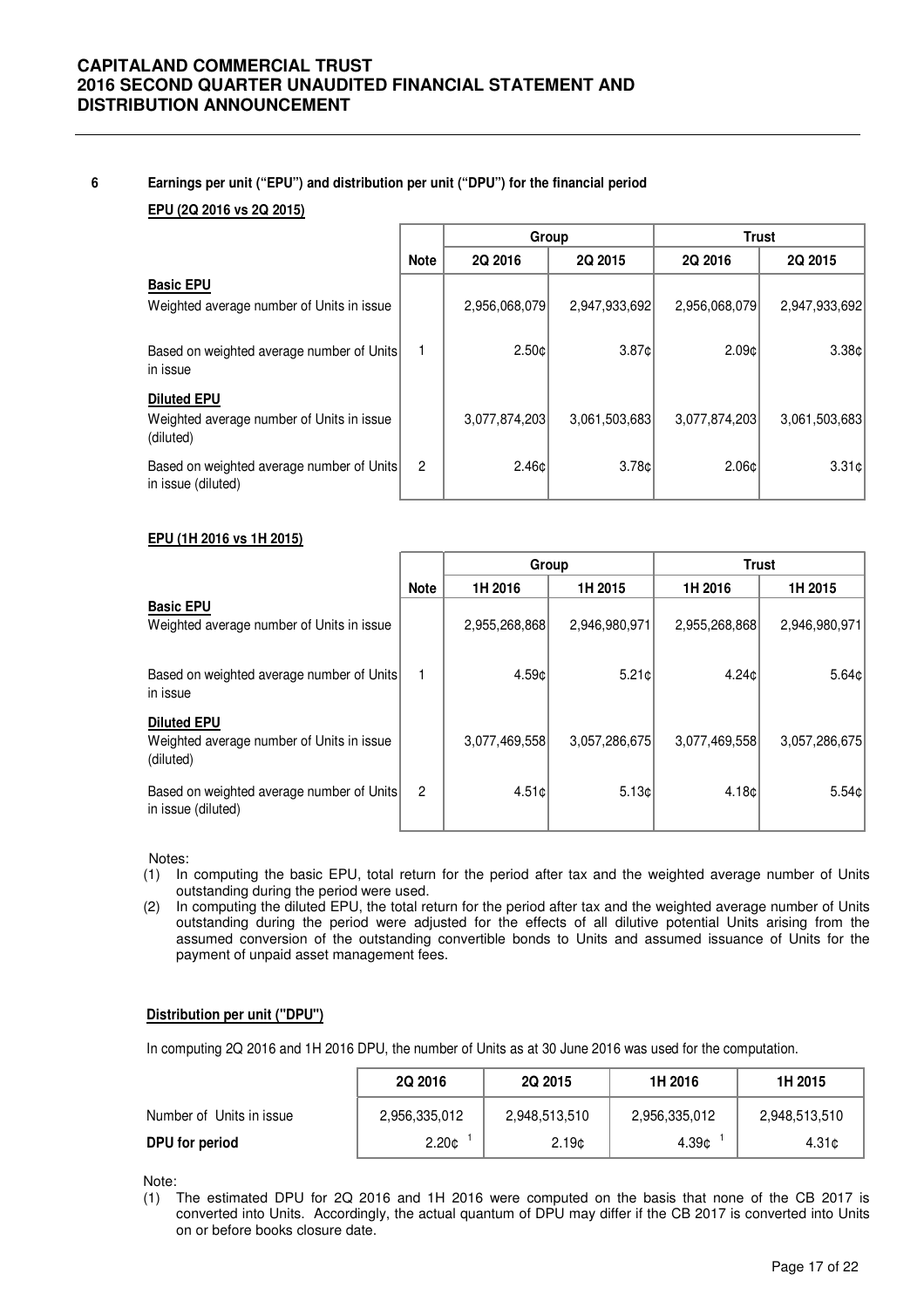## 6 Earnings per unit ("EPU") and distribution per unit ("DPU") for the financial period

**EPU (2Q 2016 vs 2Q 2015)**

| | Note | Group | | Trust | |
|---|---|---|---|---|---|
| | | 2Q 2016 | 2Q 2015 | 2Q 2016 | 2Q 2015 |
| **Basic EPU** | | | | | |
| Weighted average number of Units in issue | | 2,956,068,079 | 2,947,933,692 | 2,956,068,079 | 2,947,933,692 |
| Based on weighted average number of Units in issue | 1 | 2.50¢ | 3.87¢ | 2.09¢ | 3.38¢ |
| **Diluted EPU** | | | | | |
| Weighted average number of Units in issue (diluted) | | 3,077,874,203 | 3,061,503,683 | 3,077,874,203 | 3,061,503,683 |
| Based on weighted average number of Units in issue (diluted) | 2 | 2.46¢ | 3.78¢ | 2.06¢ | 3.31¢ |

**EPU (1H 2016 vs 1H 2015)**

| | Note | Group | | Trust | |
|---|---|---|---|---|---|
| | | 1H 2016 | 1H 2015 | 1H 2016 | 1H 2015 |
| **Basic EPU** | | | | | |
| Weighted average number of Units in issue | | 2,955,268,868 | 2,946,980,971 | 2,955,268,868 | 2,946,980,971 |
| Based on weighted average number of Units in issue | 1 | 4.59¢ | 5.21¢ | 4.24¢ | 5.64¢ |
| **Diluted EPU** | | | | | |
| Weighted average number of Units in issue (diluted) | | 3,077,469,558 | 3,057,286,675 | 3,077,469,558 | 3,057,286,675 |
| Based on weighted average number of Units in issue (diluted) | 2 | 4.51¢ | 5.13¢ | 4.18¢ | 5.54¢ |

Notes:

(1) In computing the basic EPU, total return for the period after tax and the weighted average number of Units outstanding during the period were used.

(2) In computing the diluted EPU, the total return for the period after tax and the weighted average number of Units outstanding during the period were adjusted for the effects of all dilutive potential Units arising from the assumed conversion of the outstanding convertible bonds to Units and assumed issuance of Units for the payment of unpaid asset management fees.

**Distribution per unit ("DPU")**

In computing 2Q 2016 and 1H 2016 DPU, the number of Units as at 30 June 2016 was used for the computation.

| | 2Q 2016 | 2Q 2015 | 1H 2016 | 1H 2015 |
|---|---|---|---|---|
| Number of Units in issue | 2,956,335,012 | 2,948,513,510 | 2,956,335,012 | 2,948,513,510 |
| **DPU for period** | 2.20¢ [1] | 2.19¢ | 4.39¢ [1] | 4.31¢ |

Note:

(1) The estimated DPU for 2Q 2016 and 1H 2016 were computed on the basis that none of the CB 2017 is converted into Units. Accordingly, the actual quantum of DPU may differ if the CB 2017 is converted into Units on or before books closure date.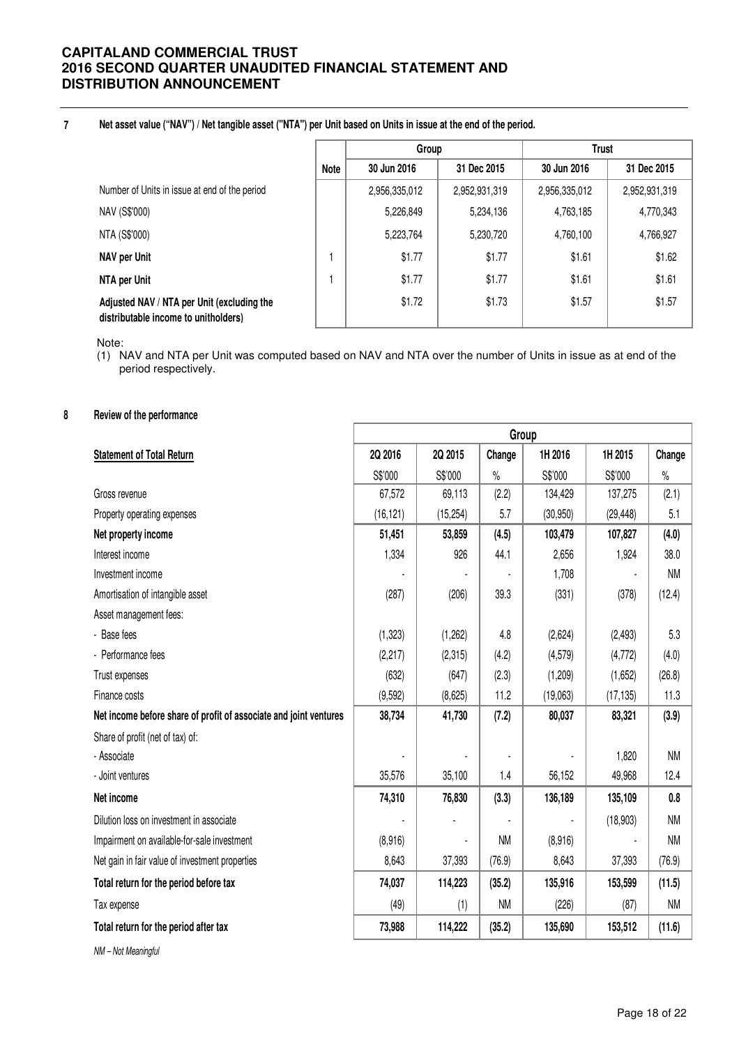## 7 Net asset value ("NAV") / Net tangible asset ("NTA") per Unit based on Units in issue at the end of the period.

| | Note | Group | | Trust | |
|---|---|---|---|---|---|
| | | 30 Jun 2016 | 31 Dec 2015 | 30 Jun 2016 | 31 Dec 2015 |
| Number of Units in issue at end of the period | | 2,956,335,012 | 2,952,931,319 | 2,956,335,012 | 2,952,931,319 |
| NAV (S$'000) | | 5,226,849 | 5,234,136 | 4,763,185 | 4,770,343 |
| NTA (S$'000) | | 5,223,764 | 5,230,720 | 4,760,100 | 4,766,927 |
| **NAV per Unit** | 1 | $1.77 | $1.77 | $1.61 | $1.62 |
| **NTA per Unit** | 1 | $1.77 | $1.77 | $1.61 | $1.61 |
| **Adjusted NAV / NTA per Unit (excluding the distributable income to unitholders)** | | $1.72 | $1.73 | $1.57 | $1.57 |

Note:

(1) NAV and NTA per Unit was computed based on NAV and NTA over the number of Units in issue as at end of the period respectively.

## 8 Review of the performance

| | Group | | | | | |
|---|---|---|---|---|---|---|
| **Statement of Total Return** | 2Q 2016 | 2Q 2015 | Change | 1H 2016 | 1H 2015 | Change |
| | S$'000 | S$'000 | % | S$'000 | S$'000 | % |
| Gross revenue | 67,572 | 69,113 | (2.2) | 134,429 | 137,275 | (2.1) |
| Property operating expenses | (16,121) | (15,254) | 5.7 | (30,950) | (29,448) | 5.1 |
| **Net property income** | **51,451** | **53,859** | **(4.5)** | **103,479** | **107,827** | **(4.0)** |
| Interest income | 1,334 | 926 | 44.1 | 2,656 | 1,924 | 38.0 |
| Investment income | - | - | - | 1,708 | - | NM |
| Amortisation of intangible asset | (287) | (206) | 39.3 | (331) | (378) | (12.4) |
| Asset management fees: | | | | | | |
| - Base fees | (1,323) | (1,262) | 4.8 | (2,624) | (2,493) | 5.3 |
| - Performance fees | (2,217) | (2,315) | (4.2) | (4,579) | (4,772) | (4.0) |
| Trust expenses | (632) | (647) | (2.3) | (1,209) | (1,652) | (26.8) |
| Finance costs | (9,592) | (8,625) | 11.2 | (19,063) | (17,135) | 11.3 |
| **Net income before share of profit of associate and joint ventures** | **38,734** | **41,730** | **(7.2)** | **80,037** | **83,321** | **(3.9)** |
| Share of profit (net of tax) of: | | | | | | |
| - Associate | - | - | - | - | 1,820 | NM |
| - Joint ventures | 35,576 | 35,100 | 1.4 | 56,152 | 49,968 | 12.4 |
| **Net income** | **74,310** | **76,830** | **(3.3)** | **136,189** | **135,109** | **0.8** |
| Dilution loss on investment in associate | - | - | - | - | (18,903) | NM |
| Impairment on available-for-sale investment | (8,916) | - | NM | (8,916) | - | NM |
| Net gain in fair value of investment properties | 8,643 | 37,393 | (76.9) | 8,643 | 37,393 | (76.9) |
| **Total return for the period before tax** | **74,037** | **114,223** | **(35.2)** | **135,916** | **153,599** | **(11.5)** |
| Tax expense | (49) | (1) | NM | (226) | (87) | NM |
| **Total return for the period after tax** | **73,988** | **114,222** | **(35.2)** | **135,690** | **153,512** | **(11.6)** |

*NM – Not Meaningful*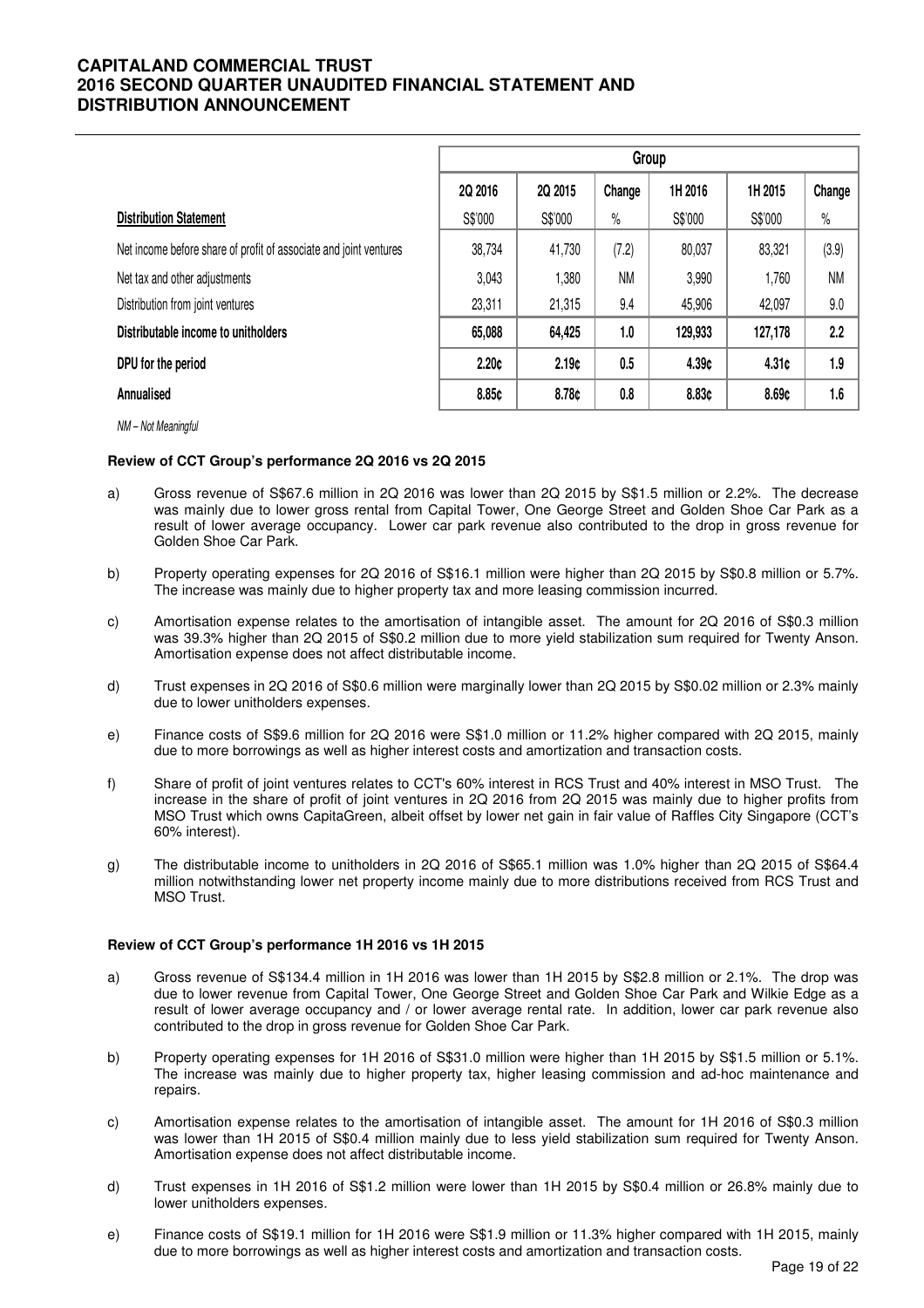| | Group | | | | | |
|---|---|---|---|---|---|---|
| | 2Q 2016 | 2Q 2015 | Change | 1H 2016 | 1H 2015 | Change |
| **Distribution Statement** | S$'000 | S$'000 | % | S$'000 | S$'000 | % |
| Net income before share of profit of associate and joint ventures | 38,734 | 41,730 | (7.2) | 80,037 | 83,321 | (3.9) |
| Net tax and other adjustments | 3,043 | 1,380 | NM | 3,990 | 1,760 | NM |
| Distribution from joint ventures | 23,311 | 21,315 | 9.4 | 45,906 | 42,097 | 9.0 |
| **Distributable income to unitholders** | **65,088** | **64,425** | **1.0** | **129,933** | **127,178** | **2.2** |
| **DPU for the period** | **2.20¢** | **2.19¢** | **0.5** | **4.39¢** | **4.31¢** | **1.9** |
| **Annualised** | **8.85¢** | **8.78¢** | **0.8** | **8.83¢** | **8.69¢** | **1.6** |

*NM – Not Meaningful*

**Review of CCT Group's performance 2Q 2016 vs 2Q 2015**

a) Gross revenue of S$67.6 million in 2Q 2016 was lower than 2Q 2015 by S$1.5 million or 2.2%. The decrease was mainly due to lower gross rental from Capital Tower, One George Street and Golden Shoe Car Park as a result of lower average occupancy. Lower car park revenue also contributed to the drop in gross revenue for Golden Shoe Car Park.

b) Property operating expenses for 2Q 2016 of S$16.1 million were higher than 2Q 2015 by S$0.8 million or 5.7%. The increase was mainly due to higher property tax and more leasing commission incurred.

c) Amortisation expense relates to the amortisation of intangible asset. The amount for 2Q 2016 of S$0.3 million was 39.3% higher than 2Q 2015 of S$0.2 million due to more yield stabilization sum required for Twenty Anson. Amortisation expense does not affect distributable income.

d) Trust expenses in 2Q 2016 of S$0.6 million were marginally lower than 2Q 2015 by S$0.02 million or 2.3% mainly due to lower unitholders expenses.

e) Finance costs of S$9.6 million for 2Q 2016 were S$1.0 million or 11.2% higher compared with 2Q 2015, mainly due to more borrowings as well as higher interest costs and amortization and transaction costs.

f) Share of profit of joint ventures relates to CCT's 60% interest in RCS Trust and 40% interest in MSO Trust. The increase in the share of profit of joint ventures in 2Q 2016 from 2Q 2015 was mainly due to higher profits from MSO Trust which owns CapitaGreen, albeit offset by lower net gain in fair value of Raffles City Singapore (CCT's 60% interest).

g) The distributable income to unitholders in 2Q 2016 of S$65.1 million was 1.0% higher than 2Q 2015 of S$64.4 million notwithstanding lower net property income mainly due to more distributions received from RCS Trust and MSO Trust.

**Review of CCT Group's performance 1H 2016 vs 1H 2015**

a) Gross revenue of S$134.4 million in 1H 2016 was lower than 1H 2015 by S$2.8 million or 2.1%. The drop was due to lower revenue from Capital Tower, One George Street and Golden Shoe Car Park and Wilkie Edge as a result of lower average occupancy and / or lower average rental rate. In addition, lower car park revenue also contributed to the drop in gross revenue for Golden Shoe Car Park.

b) Property operating expenses for 1H 2016 of S$31.0 million were higher than 1H 2015 by S$1.5 million or 5.1%. The increase was mainly due to higher property tax, higher leasing commission and ad-hoc maintenance and repairs.

c) Amortisation expense relates to the amortisation of intangible asset. The amount for 1H 2016 of S$0.3 million was lower than 1H 2015 of S$0.4 million mainly due to less yield stabilization sum required for Twenty Anson. Amortisation expense does not affect distributable income.

d) Trust expenses in 1H 2016 of S$1.2 million were lower than 1H 2015 by S$0.4 million or 26.8% mainly due to lower unitholders expenses.

e) Finance costs of S$19.1 million for 1H 2016 were S$1.9 million or 11.3% higher compared with 1H 2015, mainly due to more borrowings as well as higher interest costs and amortization and transaction costs.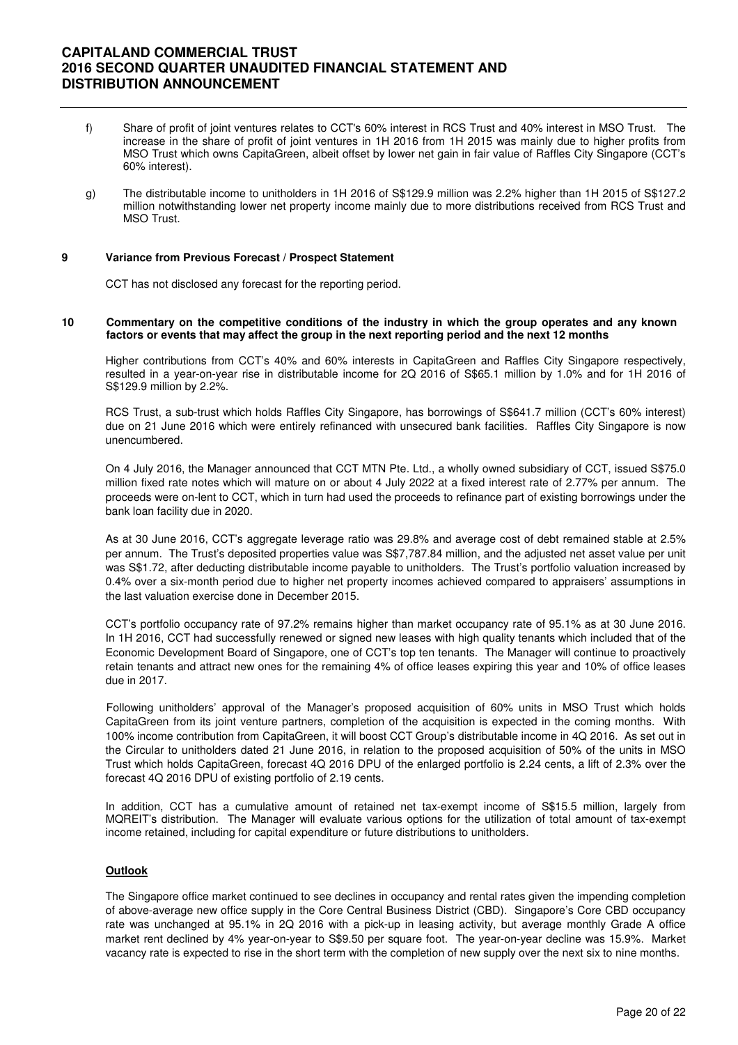f) Share of profit of joint ventures relates to CCT's 60% interest in RCS Trust and 40% interest in MSO Trust. The increase in the share of profit of joint ventures in 1H 2016 from 1H 2015 was mainly due to higher profits from MSO Trust which owns CapitaGreen, albeit offset by lower net gain in fair value of Raffles City Singapore (CCT's 60% interest).

g) The distributable income to unitholders in 1H 2016 of S$129.9 million was 2.2% higher than 1H 2015 of S$127.2 million notwithstanding lower net property income mainly due to more distributions received from RCS Trust and MSO Trust.

## 9 Variance from Previous Forecast / Prospect Statement

CCT has not disclosed any forecast for the reporting period.

## 10 Commentary on the competitive conditions of the industry in which the group operates and any known factors or events that may affect the group in the next reporting period and the next 12 months

Higher contributions from CCT's 40% and 60% interests in CapitaGreen and Raffles City Singapore respectively, resulted in a year-on-year rise in distributable income for 2Q 2016 of S$65.1 million by 1.0% and for 1H 2016 of S$129.9 million by 2.2%.

RCS Trust, a sub-trust which holds Raffles City Singapore, has borrowings of S$641.7 million (CCT's 60% interest) due on 21 June 2016 which were entirely refinanced with unsecured bank facilities. Raffles City Singapore is now unencumbered.

On 4 July 2016, the Manager announced that CCT MTN Pte. Ltd., a wholly owned subsidiary of CCT, issued S$75.0 million fixed rate notes which will mature on or about 4 July 2022 at a fixed interest rate of 2.77% per annum. The proceeds were on-lent to CCT, which in turn had used the proceeds to refinance part of existing borrowings under the bank loan facility due in 2020.

As at 30 June 2016, CCT's aggregate leverage ratio was 29.8% and average cost of debt remained stable at 2.5% per annum. The Trust's deposited properties value was S$7,787.84 million, and the adjusted net asset value per unit was S$1.72, after deducting distributable income payable to unitholders. The Trust's portfolio valuation increased by 0.4% over a six-month period due to higher net property incomes achieved compared to appraisers' assumptions in the last valuation exercise done in December 2015.

CCT's portfolio occupancy rate of 97.2% remains higher than market occupancy rate of 95.1% as at 30 June 2016. In 1H 2016, CCT had successfully renewed or signed new leases with high quality tenants which included that of the Economic Development Board of Singapore, one of CCT's top ten tenants. The Manager will continue to proactively retain tenants and attract new ones for the remaining 4% of office leases expiring this year and 10% of office leases due in 2017.

Following unitholders' approval of the Manager's proposed acquisition of 60% units in MSO Trust which holds CapitaGreen from its joint venture partners, completion of the acquisition is expected in the coming months. With 100% income contribution from CapitaGreen, it will boost CCT Group's distributable income in 4Q 2016. As set out in the Circular to unitholders dated 21 June 2016, in relation to the proposed acquisition of 50% of the units in MSO Trust which holds CapitaGreen, forecast 4Q 2016 DPU of the enlarged portfolio is 2.24 cents, a lift of 2.3% over the forecast 4Q 2016 DPU of existing portfolio of 2.19 cents.

In addition, CCT has a cumulative amount of retained net tax-exempt income of S$15.5 million, largely from MQREIT's distribution. The Manager will evaluate various options for the utilization of total amount of tax-exempt income retained, including for capital expenditure or future distributions to unitholders.

### Outlook

The Singapore office market continued to see declines in occupancy and rental rates given the impending completion of above-average new office supply in the Core Central Business District (CBD). Singapore's Core CBD occupancy rate was unchanged at 95.1% in 2Q 2016 with a pick-up in leasing activity, but average monthly Grade A office market rent declined by 4% year-on-year to S$9.50 per square foot. The year-on-year decline was 15.9%. Market vacancy rate is expected to rise in the short term with the completion of new supply over the next six to nine months.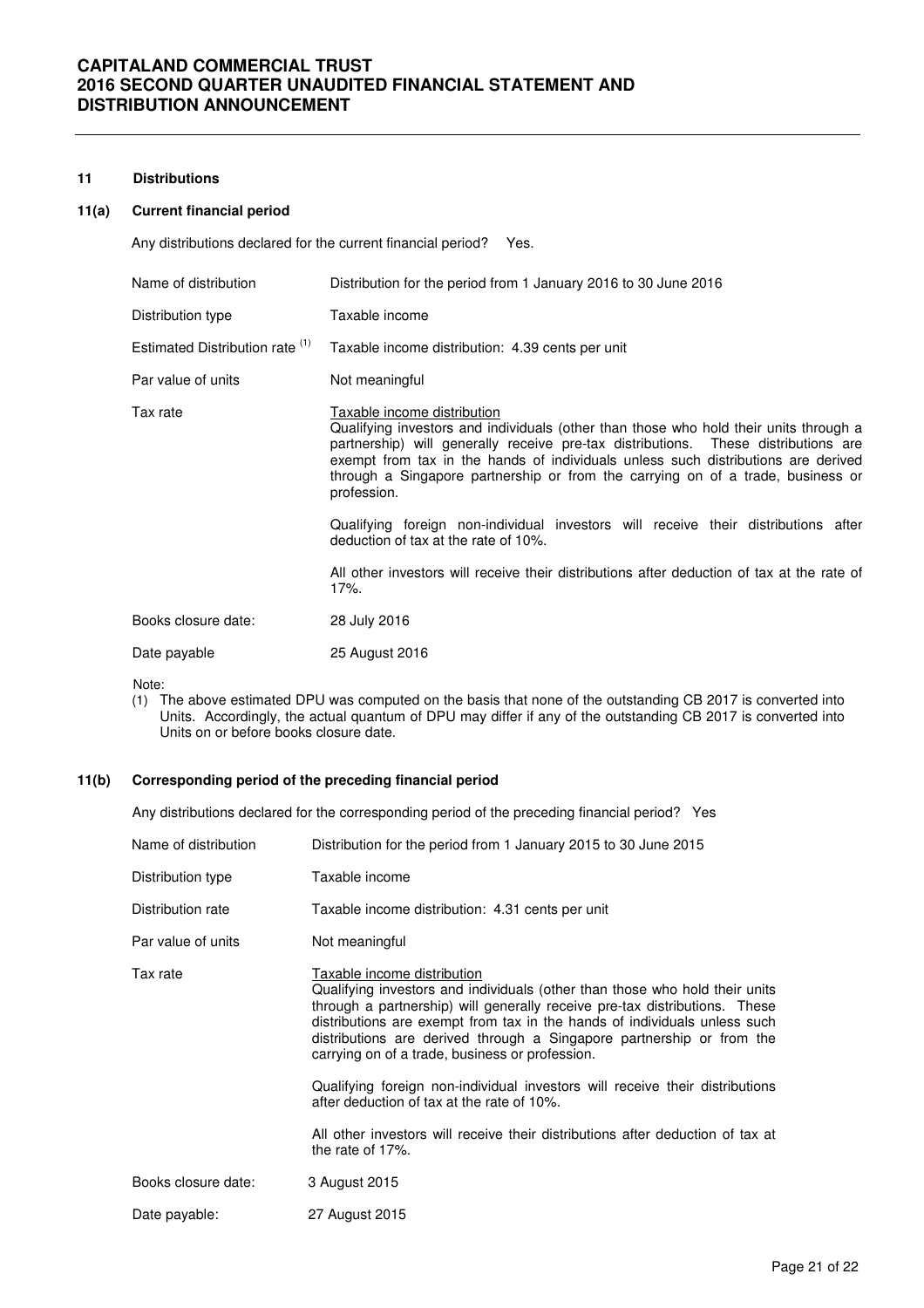## 11 Distributions

### 11(a) Current financial period

Any distributions declared for the current financial period? Yes.

| | |
|---|---|
| Name of distribution | Distribution for the period from 1 January 2016 to 30 June 2016 |
| Distribution type | Taxable income |
| Estimated Distribution rate [(1)] | Taxable income distribution: 4.39 cents per unit |
| Par value of units | Not meaningful |
| Tax rate | Taxable income distribution<br>Qualifying investors and individuals (other than those who hold their units through a partnership) will generally receive pre-tax distributions. These distributions are exempt from tax in the hands of individuals unless such distributions are derived through a Singapore partnership or from the carrying on of a trade, business or profession.<br><br>Qualifying foreign non-individual investors will receive their distributions after deduction of tax at the rate of 10%.<br><br>All other investors will receive their distributions after deduction of tax at the rate of 17%. |
| Books closure date: | 28 July 2016 |
| Date payable | 25 August 2016 |

Note:

(1) The above estimated DPU was computed on the basis that none of the outstanding CB 2017 is converted into Units. Accordingly, the actual quantum of DPU may differ if any of the outstanding CB 2017 is converted into Units on or before books closure date.

### 11(b) Corresponding period of the preceding financial period

Any distributions declared for the corresponding period of the preceding financial period? Yes

| | |
|---|---|
| Name of distribution | Distribution for the period from 1 January 2015 to 30 June 2015 |
| Distribution type | Taxable income |
| Distribution rate | Taxable income distribution: 4.31 cents per unit |
| Par value of units | Not meaningful |
| Tax rate | Taxable income distribution<br>Qualifying investors and individuals (other than those who hold their units through a partnership) will generally receive pre-tax distributions. These distributions are exempt from tax in the hands of individuals unless such distributions are derived through a Singapore partnership or from the carrying on of a trade, business or profession.<br><br>Qualifying foreign non-individual investors will receive their distributions after deduction of tax at the rate of 10%.<br><br>All other investors will receive their distributions after deduction of tax at the rate of 17%. |
| Books closure date: | 3 August 2015 |
| Date payable: | 27 August 2015 |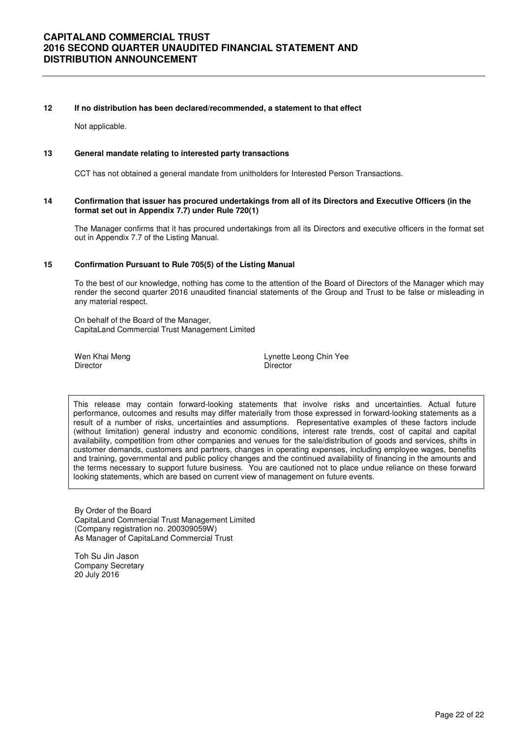### 12 If no distribution has been declared/recommended, a statement to that effect

Not applicable.

### 13 General mandate relating to interested party transactions

CCT has not obtained a general mandate from unitholders for Interested Person Transactions.

### 14 Confirmation that issuer has procured undertakings from all of its Directors and Executive Officers (in the format set out in Appendix 7.7) under Rule 720(1)

The Manager confirms that it has procured undertakings from all its Directors and executive officers in the format set out in Appendix 7.7 of the Listing Manual.

### 15 Confirmation Pursuant to Rule 705(5) of the Listing Manual

To the best of our knowledge, nothing has come to the attention of the Board of Directors of the Manager which may render the second quarter 2016 unaudited financial statements of the Group and Trust to be false or misleading in any material respect.

On behalf of the Board of the Manager,
CapitaLand Commercial Trust Management Limited

Wen Khai Meng
Director

Lynette Leong Chin Yee
Director

This release may contain forward-looking statements that involve risks and uncertainties. Actual future performance, outcomes and results may differ materially from those expressed in forward-looking statements as a result of a number of risks, uncertainties and assumptions. Representative examples of these factors include (without limitation) general industry and economic conditions, interest rate trends, cost of capital and capital availability, competition from other companies and venues for the sale/distribution of goods and services, shifts in customer demands, customers and partners, changes in operating expenses, including employee wages, benefits and training, governmental and public policy changes and the continued availability of financing in the amounts and the terms necessary to support future business. You are cautioned not to place undue reliance on these forward looking statements, which are based on current view of management on future events.

By Order of the Board
CapitaLand Commercial Trust Management Limited
(Company registration no. 200309059W)
As Manager of CapitaLand Commercial Trust

Toh Su Jin Jason
Company Secretary
20 July 2016